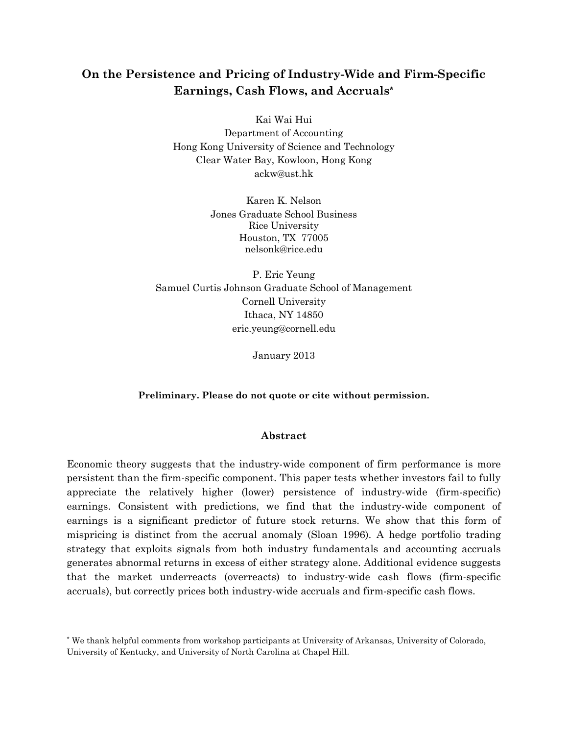# On the Persistence and Pricing of Industry-Wide and Firm-Specific Earnings, Cash Flows, and Accruals*

Kai Wai Hui
Department of Accounting
Hong Kong University of Science and Technology
Clear Water Bay, Kowloon, Hong Kong
ackw@ust.hk

Karen K. Nelson
Jones Graduate School Business
Rice University
Houston, TX 77005
nelsonk@rice.edu

P. Eric Yeung
Samuel Curtis Johnson Graduate School of Management
Cornell University
Ithaca, NY 14850
eric.yeung@cornell.edu

January 2013

**Preliminary. Please do not quote or cite without permission.**

## Abstract

Economic theory suggests that the industry-wide component of firm performance is more persistent than the firm-specific component. This paper tests whether investors fail to fully appreciate the relatively higher (lower) persistence of industry-wide (firm-specific) earnings. Consistent with predictions, we find that the industry-wide component of earnings is a significant predictor of future stock returns. We show that this form of mispricing is distinct from the accrual anomaly (Sloan 1996). A hedge portfolio trading strategy that exploits signals from both industry fundamentals and accounting accruals generates abnormal returns in excess of either strategy alone. Additional evidence suggests that the market underreacts (overreacts) to industry-wide cash flows (firm-specific accruals), but correctly prices both industry-wide accruals and firm-specific cash flows.

* We thank helpful comments from workshop participants at University of Arkansas, University of Colorado, University of Kentucky, and University of North Carolina at Chapel Hill.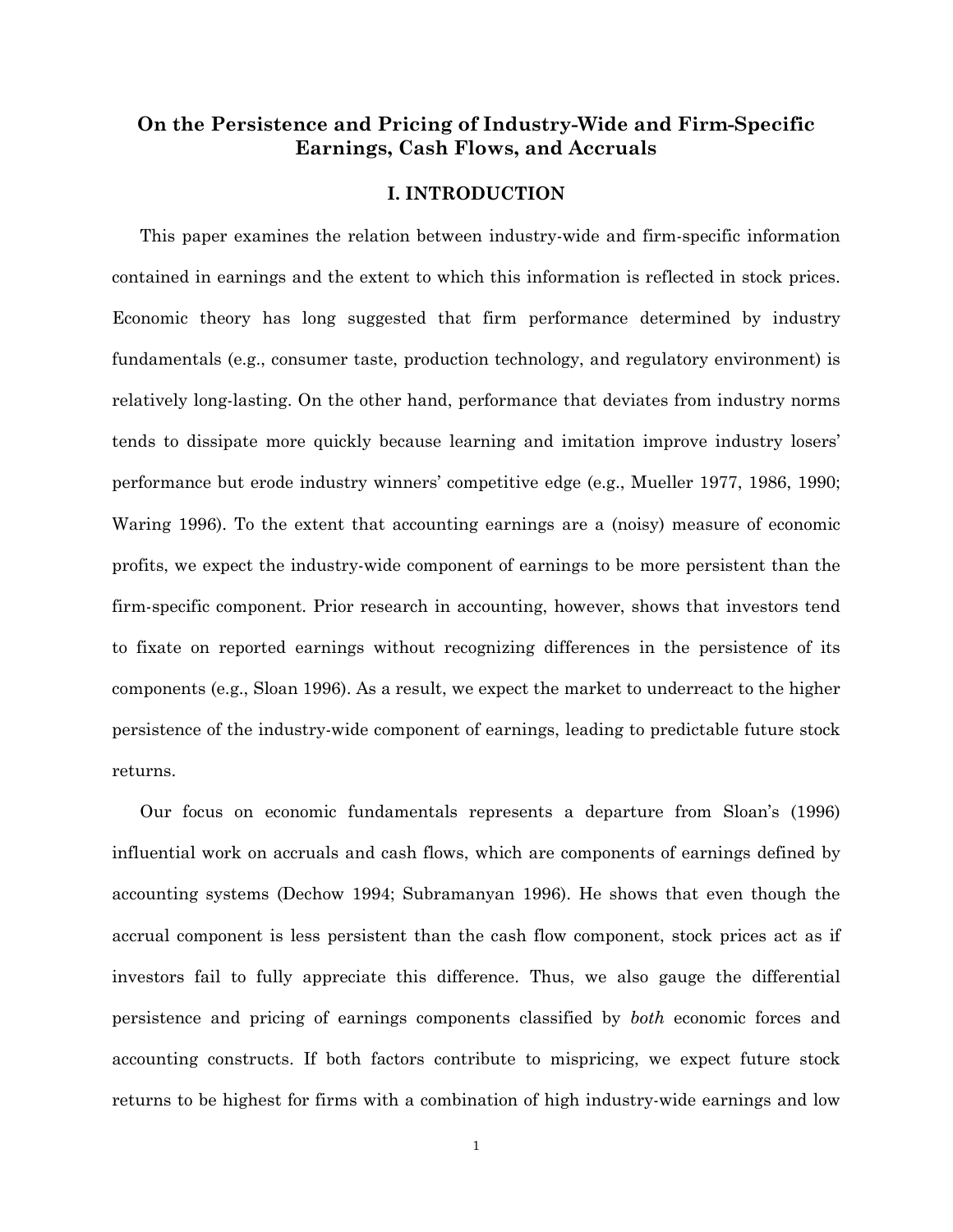# On the Persistence and Pricing of Industry-Wide and Firm-Specific Earnings, Cash Flows, and Accruals

## I. INTRODUCTION

This paper examines the relation between industry-wide and firm-specific information contained in earnings and the extent to which this information is reflected in stock prices. Economic theory has long suggested that firm performance determined by industry fundamentals (e.g., consumer taste, production technology, and regulatory environment) is relatively long-lasting. On the other hand, performance that deviates from industry norms tends to dissipate more quickly because learning and imitation improve industry losers' performance but erode industry winners' competitive edge (e.g., Mueller 1977, 1986, 1990; Waring 1996). To the extent that accounting earnings are a (noisy) measure of economic profits, we expect the industry-wide component of earnings to be more persistent than the firm-specific component. Prior research in accounting, however, shows that investors tend to fixate on reported earnings without recognizing differences in the persistence of its components (e.g., Sloan 1996). As a result, we expect the market to underreact to the higher persistence of the industry-wide component of earnings, leading to predictable future stock returns.

Our focus on economic fundamentals represents a departure from Sloan's (1996) influential work on accruals and cash flows, which are components of earnings defined by accounting systems (Dechow 1994; Subramanyan 1996). He shows that even though the accrual component is less persistent than the cash flow component, stock prices act as if investors fail to fully appreciate this difference. Thus, we also gauge the differential persistence and pricing of earnings components classified by *both* economic forces and accounting constructs. If both factors contribute to mispricing, we expect future stock returns to be highest for firms with a combination of high industry-wide earnings and low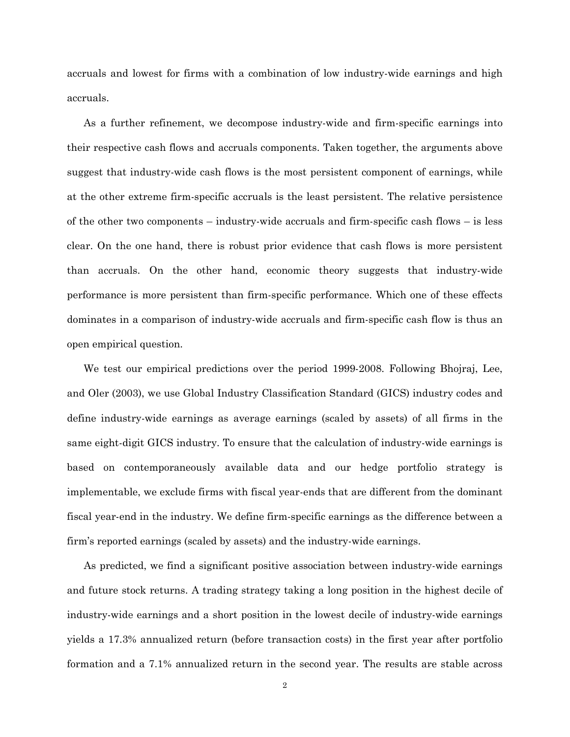accruals and lowest for firms with a combination of low industry-wide earnings and high accruals.

As a further refinement, we decompose industry-wide and firm-specific earnings into their respective cash flows and accruals components. Taken together, the arguments above suggest that industry-wide cash flows is the most persistent component of earnings, while at the other extreme firm-specific accruals is the least persistent. The relative persistence of the other two components – industry-wide accruals and firm-specific cash flows – is less clear. On the one hand, there is robust prior evidence that cash flows is more persistent than accruals. On the other hand, economic theory suggests that industry-wide performance is more persistent than firm-specific performance. Which one of these effects dominates in a comparison of industry-wide accruals and firm-specific cash flow is thus an open empirical question.

We test our empirical predictions over the period 1999-2008. Following Bhojraj, Lee, and Oler (2003), we use Global Industry Classification Standard (GICS) industry codes and define industry-wide earnings as average earnings (scaled by assets) of all firms in the same eight-digit GICS industry. To ensure that the calculation of industry-wide earnings is based on contemporaneously available data and our hedge portfolio strategy is implementable, we exclude firms with fiscal year-ends that are different from the dominant fiscal year-end in the industry. We define firm-specific earnings as the difference between a firm's reported earnings (scaled by assets) and the industry-wide earnings.

As predicted, we find a significant positive association between industry-wide earnings and future stock returns. A trading strategy taking a long position in the highest decile of industry-wide earnings and a short position in the lowest decile of industry-wide earnings yields a 17.3% annualized return (before transaction costs) in the first year after portfolio formation and a 7.1% annualized return in the second year. The results are stable across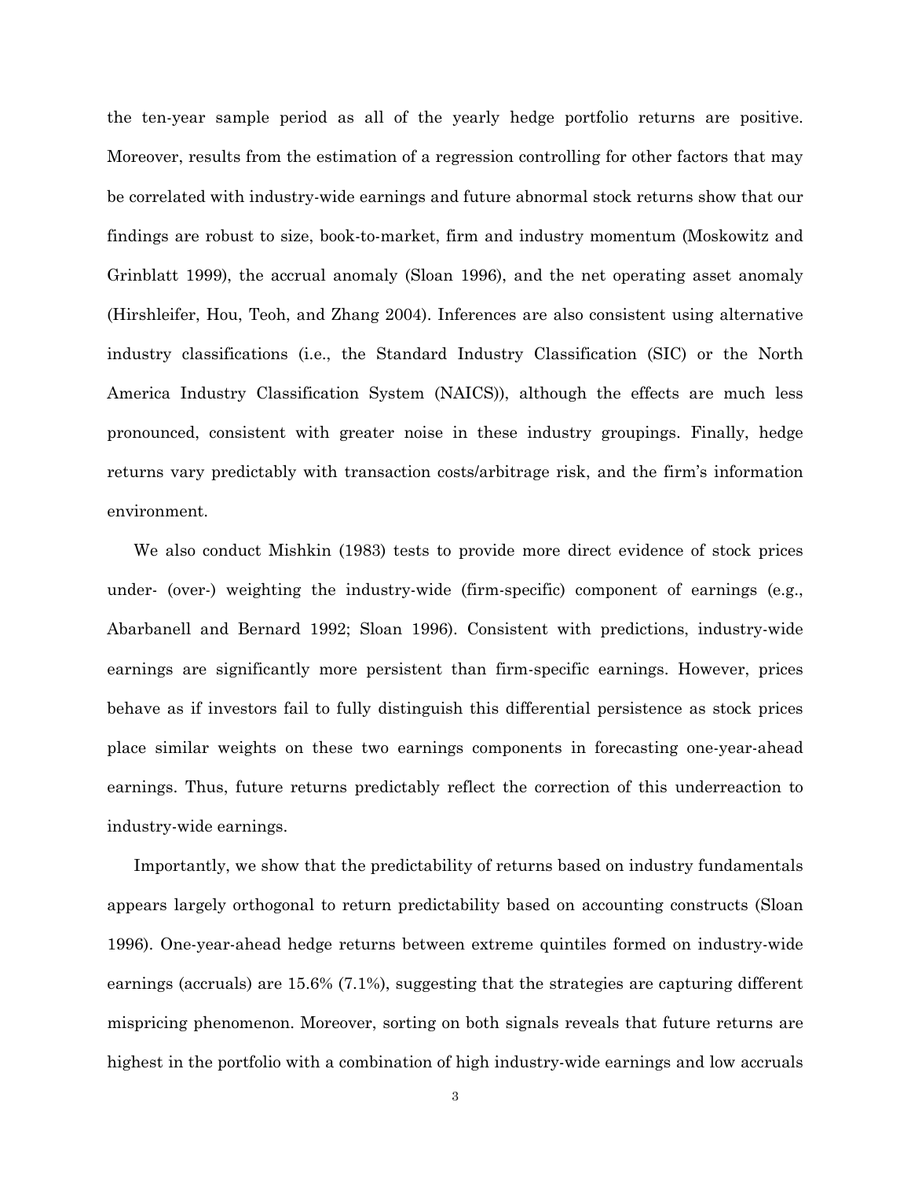the ten-year sample period as all of the yearly hedge portfolio returns are positive. Moreover, results from the estimation of a regression controlling for other factors that may be correlated with industry-wide earnings and future abnormal stock returns show that our findings are robust to size, book-to-market, firm and industry momentum (Moskowitz and Grinblatt 1999), the accrual anomaly (Sloan 1996), and the net operating asset anomaly (Hirshleifer, Hou, Teoh, and Zhang 2004). Inferences are also consistent using alternative industry classifications (i.e., the Standard Industry Classification (SIC) or the North America Industry Classification System (NAICS)), although the effects are much less pronounced, consistent with greater noise in these industry groupings. Finally, hedge returns vary predictably with transaction costs/arbitrage risk, and the firm's information environment.

We also conduct Mishkin (1983) tests to provide more direct evidence of stock prices under- (over-) weighting the industry-wide (firm-specific) component of earnings (e.g., Abarbanell and Bernard 1992; Sloan 1996). Consistent with predictions, industry-wide earnings are significantly more persistent than firm-specific earnings. However, prices behave as if investors fail to fully distinguish this differential persistence as stock prices place similar weights on these two earnings components in forecasting one-year-ahead earnings. Thus, future returns predictably reflect the correction of this underreaction to industry-wide earnings.

Importantly, we show that the predictability of returns based on industry fundamentals appears largely orthogonal to return predictability based on accounting constructs (Sloan 1996). One-year-ahead hedge returns between extreme quintiles formed on industry-wide earnings (accruals) are 15.6% (7.1%), suggesting that the strategies are capturing different mispricing phenomenon. Moreover, sorting on both signals reveals that future returns are highest in the portfolio with a combination of high industry-wide earnings and low accruals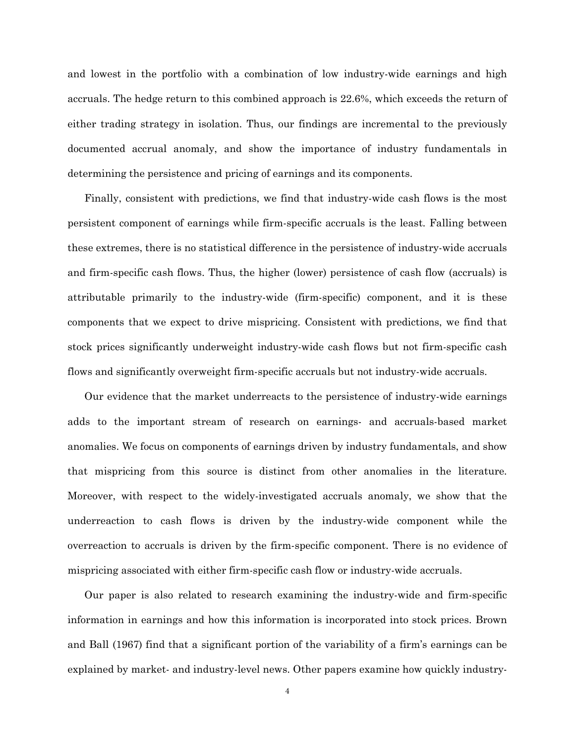and lowest in the portfolio with a combination of low industry-wide earnings and high accruals. The hedge return to this combined approach is 22.6%, which exceeds the return of either trading strategy in isolation. Thus, our findings are incremental to the previously documented accrual anomaly, and show the importance of industry fundamentals in determining the persistence and pricing of earnings and its components.

Finally, consistent with predictions, we find that industry-wide cash flows is the most persistent component of earnings while firm-specific accruals is the least. Falling between these extremes, there is no statistical difference in the persistence of industry-wide accruals and firm-specific cash flows. Thus, the higher (lower) persistence of cash flow (accruals) is attributable primarily to the industry-wide (firm-specific) component, and it is these components that we expect to drive mispricing. Consistent with predictions, we find that stock prices significantly underweight industry-wide cash flows but not firm-specific cash flows and significantly overweight firm-specific accruals but not industry-wide accruals.

Our evidence that the market underreacts to the persistence of industry-wide earnings adds to the important stream of research on earnings- and accruals-based market anomalies. We focus on components of earnings driven by industry fundamentals, and show that mispricing from this source is distinct from other anomalies in the literature. Moreover, with respect to the widely-investigated accruals anomaly, we show that the underreaction to cash flows is driven by the industry-wide component while the overreaction to accruals is driven by the firm-specific component. There is no evidence of mispricing associated with either firm-specific cash flow or industry-wide accruals.

Our paper is also related to research examining the industry-wide and firm-specific information in earnings and how this information is incorporated into stock prices. Brown and Ball (1967) find that a significant portion of the variability of a firm's earnings can be explained by market- and industry-level news. Other papers examine how quickly industry-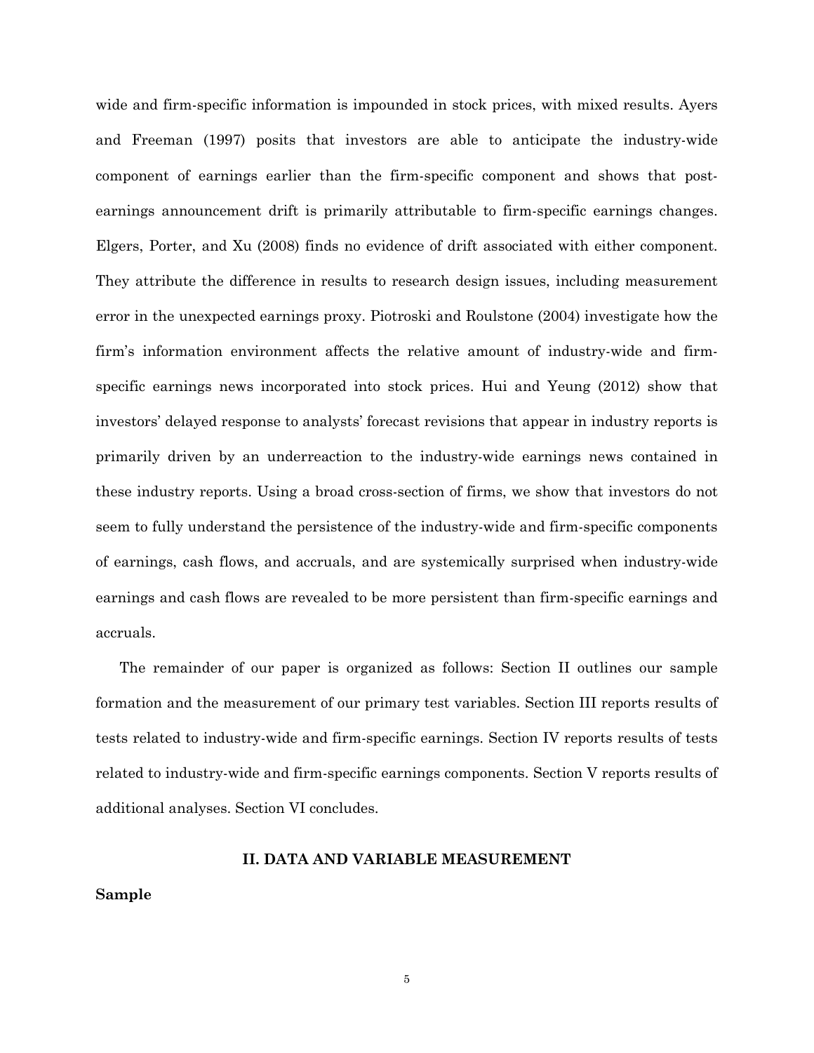wide and firm-specific information is impounded in stock prices, with mixed results. Ayers and Freeman (1997) posits that investors are able to anticipate the industry-wide component of earnings earlier than the firm-specific component and shows that post-earnings announcement drift is primarily attributable to firm-specific earnings changes. Elgers, Porter, and Xu (2008) finds no evidence of drift associated with either component. They attribute the difference in results to research design issues, including measurement error in the unexpected earnings proxy. Piotroski and Roulstone (2004) investigate how the firm's information environment affects the relative amount of industry-wide and firm-specific earnings news incorporated into stock prices. Hui and Yeung (2012) show that investors' delayed response to analysts' forecast revisions that appear in industry reports is primarily driven by an underreaction to the industry-wide earnings news contained in these industry reports. Using a broad cross-section of firms, we show that investors do not seem to fully understand the persistence of the industry-wide and firm-specific components of earnings, cash flows, and accruals, and are systemically surprised when industry-wide earnings and cash flows are revealed to be more persistent than firm-specific earnings and accruals.

The remainder of our paper is organized as follows: Section II outlines our sample formation and the measurement of our primary test variables. Section III reports results of tests related to industry-wide and firm-specific earnings. Section IV reports results of tests related to industry-wide and firm-specific earnings components. Section V reports results of additional analyses. Section VI concludes.

## II. DATA AND VARIABLE MEASUREMENT

### Sample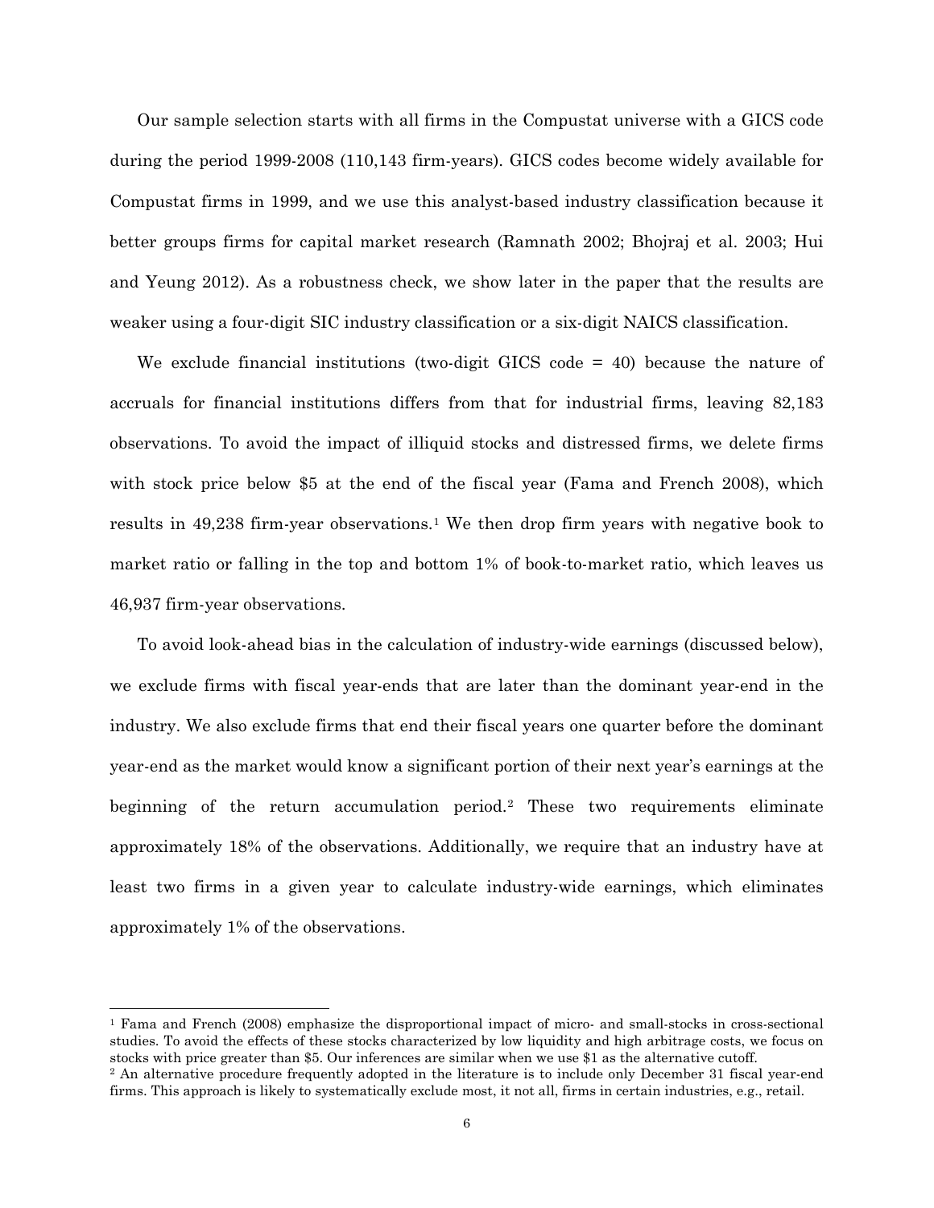Our sample selection starts with all firms in the Compustat universe with a GICS code during the period 1999-2008 (110,143 firm-years). GICS codes become widely available for Compustat firms in 1999, and we use this analyst-based industry classification because it better groups firms for capital market research (Ramnath 2002; Bhojraj et al. 2003; Hui and Yeung 2012). As a robustness check, we show later in the paper that the results are weaker using a four-digit SIC industry classification or a six-digit NAICS classification.

We exclude financial institutions (two-digit GICS code = 40) because the nature of accruals for financial institutions differs from that for industrial firms, leaving 82,183 observations. To avoid the impact of illiquid stocks and distressed firms, we delete firms with stock price below $5 at the end of the fiscal year (Fama and French 2008), which results in 49,238 firm-year observations.[1] We then drop firm years with negative book to market ratio or falling in the top and bottom 1% of book-to-market ratio, which leaves us 46,937 firm-year observations.

To avoid look-ahead bias in the calculation of industry-wide earnings (discussed below), we exclude firms with fiscal year-ends that are later than the dominant year-end in the industry. We also exclude firms that end their fiscal years one quarter before the dominant year-end as the market would know a significant portion of their next year's earnings at the beginning of the return accumulation period.[2] These two requirements eliminate approximately 18% of the observations. Additionally, we require that an industry have at least two firms in a given year to calculate industry-wide earnings, which eliminates approximately 1% of the observations.

---

[1] Fama and French (2008) emphasize the disproportional impact of micro- and small-stocks in cross-sectional studies. To avoid the effects of these stocks characterized by low liquidity and high arbitrage costs, we focus on stocks with price greater than $5. Our inferences are similar when we use $1 as the alternative cutoff.

[2] An alternative procedure frequently adopted in the literature is to include only December 31 fiscal year-end firms. This approach is likely to systematically exclude most, it not all, firms in certain industries, e.g., retail.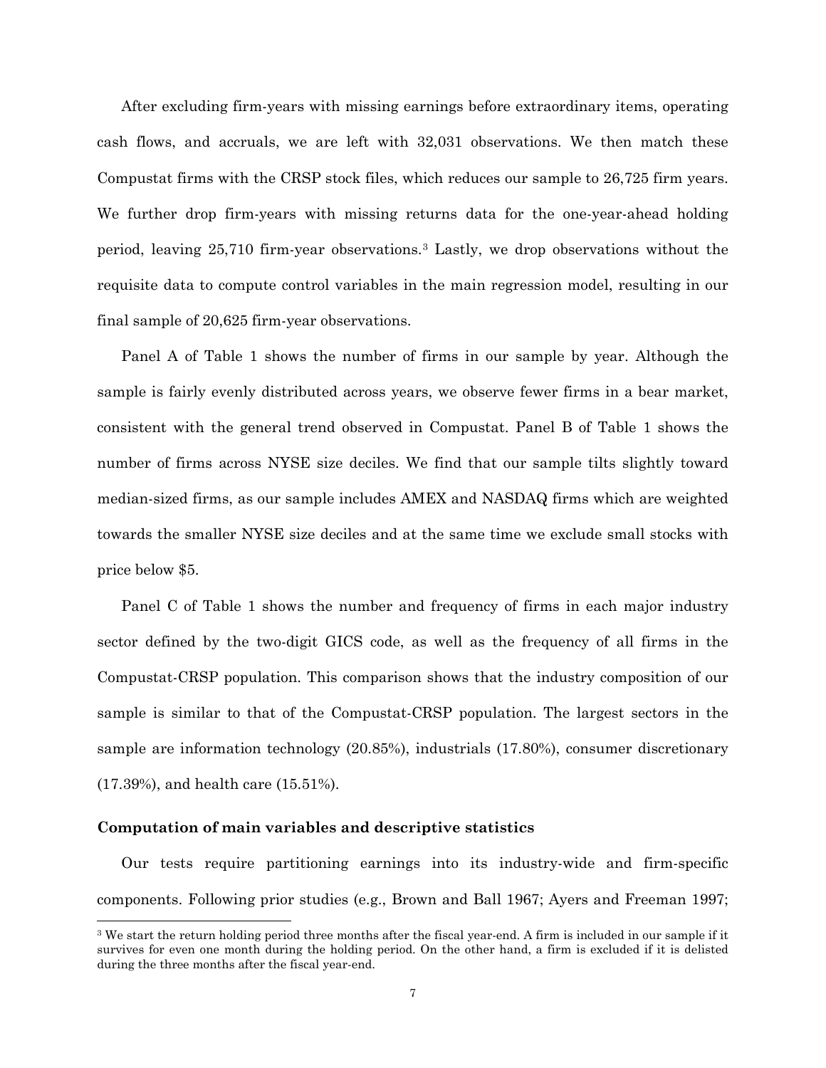After excluding firm-years with missing earnings before extraordinary items, operating cash flows, and accruals, we are left with 32,031 observations. We then match these Compustat firms with the CRSP stock files, which reduces our sample to 26,725 firm years. We further drop firm-years with missing returns data for the one-year-ahead holding period, leaving 25,710 firm-year observations.[3] Lastly, we drop observations without the requisite data to compute control variables in the main regression model, resulting in our final sample of 20,625 firm-year observations.

Panel A of Table 1 shows the number of firms in our sample by year. Although the sample is fairly evenly distributed across years, we observe fewer firms in a bear market, consistent with the general trend observed in Compustat. Panel B of Table 1 shows the number of firms across NYSE size deciles. We find that our sample tilts slightly toward median-sized firms, as our sample includes AMEX and NASDAQ firms which are weighted towards the smaller NYSE size deciles and at the same time we exclude small stocks with price below $5.

Panel C of Table 1 shows the number and frequency of firms in each major industry sector defined by the two-digit GICS code, as well as the frequency of all firms in the Compustat-CRSP population. This comparison shows that the industry composition of our sample is similar to that of the Compustat-CRSP population. The largest sectors in the sample are information technology (20.85%), industrials (17.80%), consumer discretionary (17.39%), and health care (15.51%).

**Computation of main variables and descriptive statistics**

Our tests require partitioning earnings into its industry-wide and firm-specific components. Following prior studies (e.g., Brown and Ball 1967; Ayers and Freeman 1997;

---

[3] We start the return holding period three months after the fiscal year-end. A firm is included in our sample if it survives for even one month during the holding period. On the other hand, a firm is excluded if it is delisted during the three months after the fiscal year-end.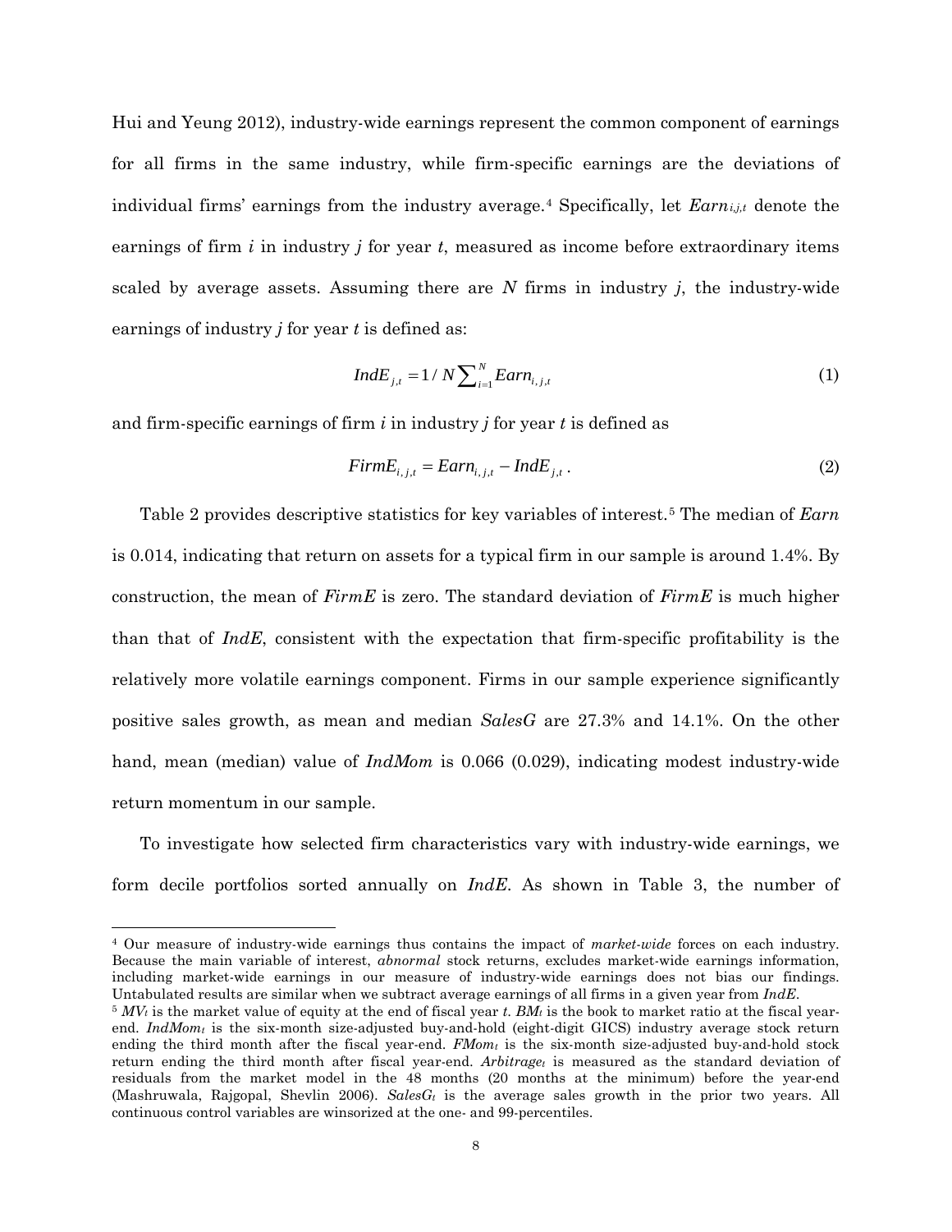Hui and Yeung 2012), industry-wide earnings represent the common component of earnings for all firms in the same industry, while firm-specific earnings are the deviations of individual firms' earnings from the industry average.[4] Specifically, let $Earn_{i,j,t}$ denote the earnings of firm *i* in industry *j* for year *t*, measured as income before extraordinary items scaled by average assets. Assuming there are *N* firms in industry *j*, the industry-wide earnings of industry *j* for year *t* is defined as:

$$IndE_{j,t} = 1/N\sum_{i=1}^{N} Earn_{i,j,t} \tag{1}$$

and firm-specific earnings of firm *i* in industry *j* for year *t* is defined as

$$FirmE_{i,j,t} = Earn_{i,j,t} - IndE_{j,t}\,. \tag{2}$$

Table 2 provides descriptive statistics for key variables of interest.[5] The median of *Earn* is 0.014, indicating that return on assets for a typical firm in our sample is around 1.4%. By construction, the mean of *FirmE* is zero. The standard deviation of *FirmE* is much higher than that of *IndE*, consistent with the expectation that firm-specific profitability is the relatively more volatile earnings component. Firms in our sample experience significantly positive sales growth, as mean and median *SalesG* are 27.3% and 14.1%. On the other hand, mean (median) value of *IndMom* is 0.066 (0.029), indicating modest industry-wide return momentum in our sample.

To investigate how selected firm characteristics vary with industry-wide earnings, we form decile portfolios sorted annually on *IndE*. As shown in Table 3, the number of

---

[4] Our measure of industry-wide earnings thus contains the impact of *market-wide* forces on each industry. Because the main variable of interest, *abnormal* stock returns, excludes market-wide earnings information, including market-wide earnings in our measure of industry-wide earnings does not bias our findings. Untabulated results are similar when we subtract average earnings of all firms in a given year from *IndE*.

[5] $MV_t$ is the market value of equity at the end of fiscal year *t*. $BM_t$ is the book to market ratio at the fiscal year-end. $IndMom_t$ is the six-month size-adjusted buy-and-hold (eight-digit GICS) industry average stock return ending the third month after the fiscal year-end. $FMom_t$ is the six-month size-adjusted buy-and-hold stock return ending the third month after fiscal year-end. $Arbitrage_t$ is measured as the standard deviation of residuals from the market model in the 48 months (20 months at the minimum) before the year-end (Mashruwala, Rajgopal, Shevlin 2006). $SalesG_t$ is the average sales growth in the prior two years. All continuous control variables are winsorized at the one- and 99-percentiles.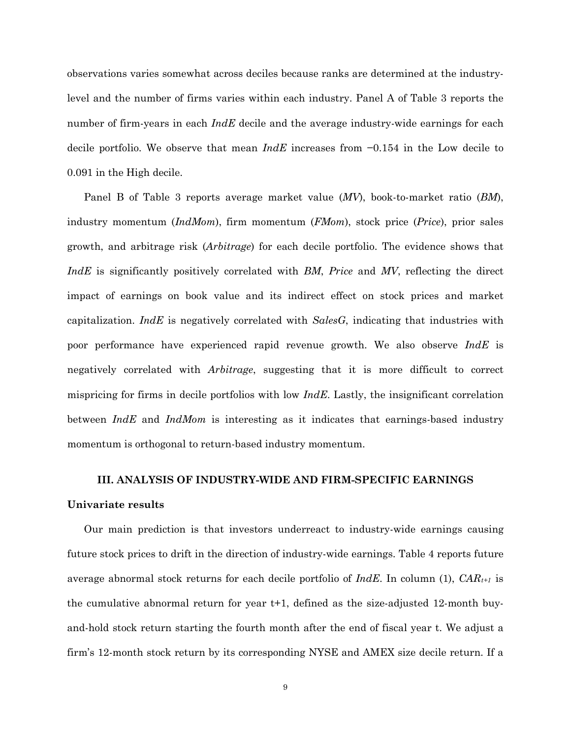observations varies somewhat across deciles because ranks are determined at the industry-level and the number of firms varies within each industry. Panel A of Table 3 reports the number of firm-years in each *IndE* decile and the average industry-wide earnings for each decile portfolio. We observe that mean *IndE* increases from −0.154 in the Low decile to 0.091 in the High decile.

Panel B of Table 3 reports average market value (*MV*), book-to-market ratio (*BM*), industry momentum (*IndMom*), firm momentum (*FMom*), stock price (*Price*), prior sales growth, and arbitrage risk (*Arbitrage*) for each decile portfolio. The evidence shows that *IndE* is significantly positively correlated with *BM*, *Price* and *MV*, reflecting the direct impact of earnings on book value and its indirect effect on stock prices and market capitalization. *IndE* is negatively correlated with *SalesG*, indicating that industries with poor performance have experienced rapid revenue growth. We also observe *IndE* is negatively correlated with *Arbitrage*, suggesting that it is more difficult to correct mispricing for firms in decile portfolios with low *IndE*. Lastly, the insignificant correlation between *IndE* and *IndMom* is interesting as it indicates that earnings-based industry momentum is orthogonal to return-based industry momentum.

## III. ANALYSIS OF INDUSTRY-WIDE AND FIRM-SPECIFIC EARNINGS

### Univariate results

Our main prediction is that investors underreact to industry-wide earnings causing future stock prices to drift in the direction of industry-wide earnings. Table 4 reports future average abnormal stock returns for each decile portfolio of *IndE*. In column (1), $CAR_{t+1}$ is the cumulative abnormal return for year t+1, defined as the size-adjusted 12-month buy-and-hold stock return starting the fourth month after the end of fiscal year t. We adjust a firm's 12-month stock return by its corresponding NYSE and AMEX size decile return. If a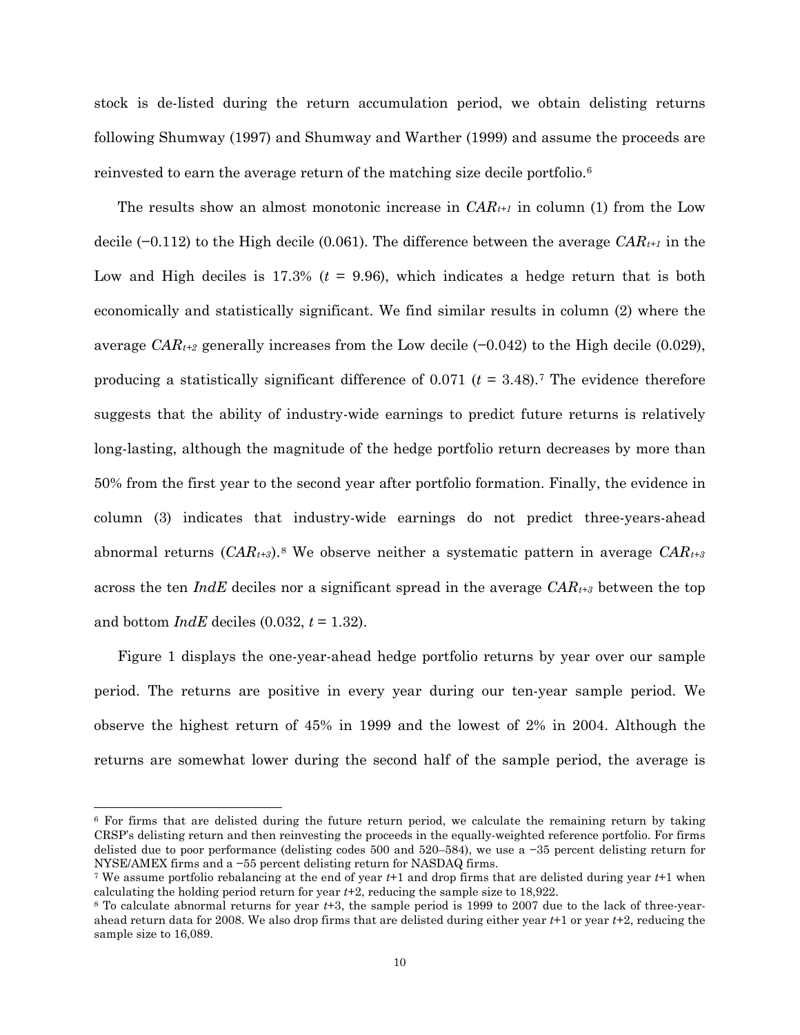stock is de-listed during the return accumulation period, we obtain delisting returns following Shumway (1997) and Shumway and Warther (1999) and assume the proceeds are reinvested to earn the average return of the matching size decile portfolio.[6]

The results show an almost monotonic increase in $CAR_{t+1}$ in column (1) from the Low decile (−0.112) to the High decile (0.061). The difference between the average $CAR_{t+1}$ in the Low and High deciles is 17.3% ($t$ = 9.96), which indicates a hedge return that is both economically and statistically significant. We find similar results in column (2) where the average $CAR_{t+2}$ generally increases from the Low decile (−0.042) to the High decile (0.029), producing a statistically significant difference of 0.071 ($t$ = 3.48).[7] The evidence therefore suggests that the ability of industry-wide earnings to predict future returns is relatively long-lasting, although the magnitude of the hedge portfolio return decreases by more than 50% from the first year to the second year after portfolio formation. Finally, the evidence in column (3) indicates that industry-wide earnings do not predict three-years-ahead abnormal returns ($CAR_{t+3}$).[8] We observe neither a systematic pattern in average $CAR_{t+3}$ across the ten *IndE* deciles nor a significant spread in the average $CAR_{t+3}$ between the top and bottom *IndE* deciles (0.032, $t$ = 1.32).

Figure 1 displays the one-year-ahead hedge portfolio returns by year over our sample period. The returns are positive in every year during our ten-year sample period. We observe the highest return of 45% in 1999 and the lowest of 2% in 2004. Although the returns are somewhat lower during the second half of the sample period, the average is

[6] For firms that are delisted during the future return period, we calculate the remaining return by taking CRSP's delisting return and then reinvesting the proceeds in the equally-weighted reference portfolio. For firms delisted due to poor performance (delisting codes 500 and 520–584), we use a −35 percent delisting return for NYSE/AMEX firms and a −55 percent delisting return for NASDAQ firms.

[7] We assume portfolio rebalancing at the end of year $t$+1 and drop firms that are delisted during year $t$+1 when calculating the holding period return for year $t$+2, reducing the sample size to 18,922.

[8] To calculate abnormal returns for year $t$+3, the sample period is 1999 to 2007 due to the lack of three-year-ahead return data for 2008. We also drop firms that are delisted during either year $t$+1 or year $t$+2, reducing the sample size to 16,089.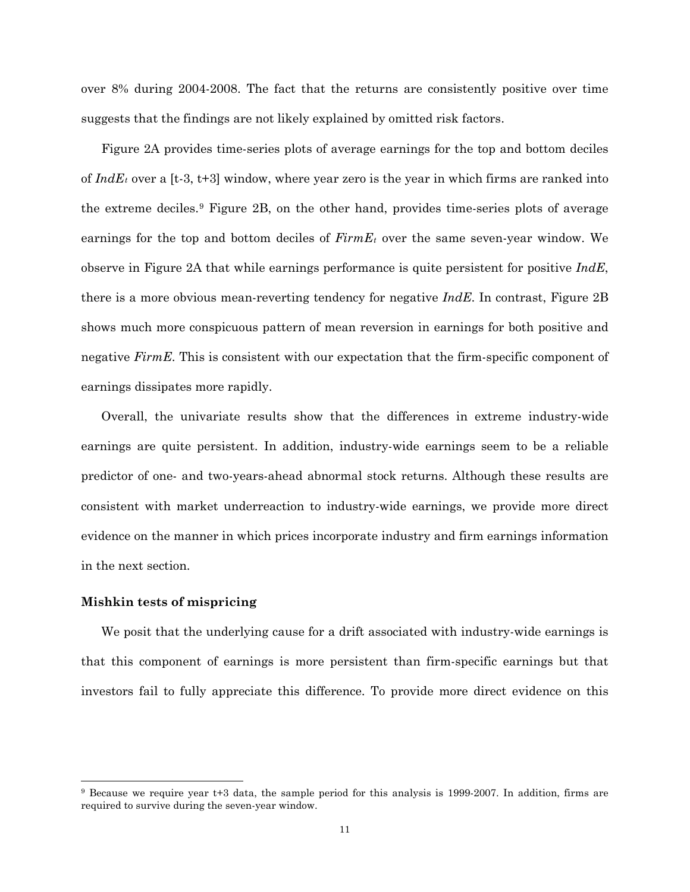over 8% during 2004-2008. The fact that the returns are consistently positive over time suggests that the findings are not likely explained by omitted risk factors.

Figure 2A provides time-series plots of average earnings for the top and bottom deciles of $IndE_t$ over a [t-3, t+3] window, where year zero is the year in which firms are ranked into the extreme deciles.[9] Figure 2B, on the other hand, provides time-series plots of average earnings for the top and bottom deciles of $FirmE_t$ over the same seven-year window. We observe in Figure 2A that while earnings performance is quite persistent for positive *IndE*, there is a more obvious mean-reverting tendency for negative *IndE*. In contrast, Figure 2B shows much more conspicuous pattern of mean reversion in earnings for both positive and negative *FirmE*. This is consistent with our expectation that the firm-specific component of earnings dissipates more rapidly.

Overall, the univariate results show that the differences in extreme industry-wide earnings are quite persistent. In addition, industry-wide earnings seem to be a reliable predictor of one- and two-years-ahead abnormal stock returns. Although these results are consistent with market underreaction to industry-wide earnings, we provide more direct evidence on the manner in which prices incorporate industry and firm earnings information in the next section.

**Mishkin tests of mispricing**

We posit that the underlying cause for a drift associated with industry-wide earnings is that this component of earnings is more persistent than firm-specific earnings but that investors fail to fully appreciate this difference. To provide more direct evidence on this

[9] Because we require year t+3 data, the sample period for this analysis is 1999-2007. In addition, firms are required to survive during the seven-year window.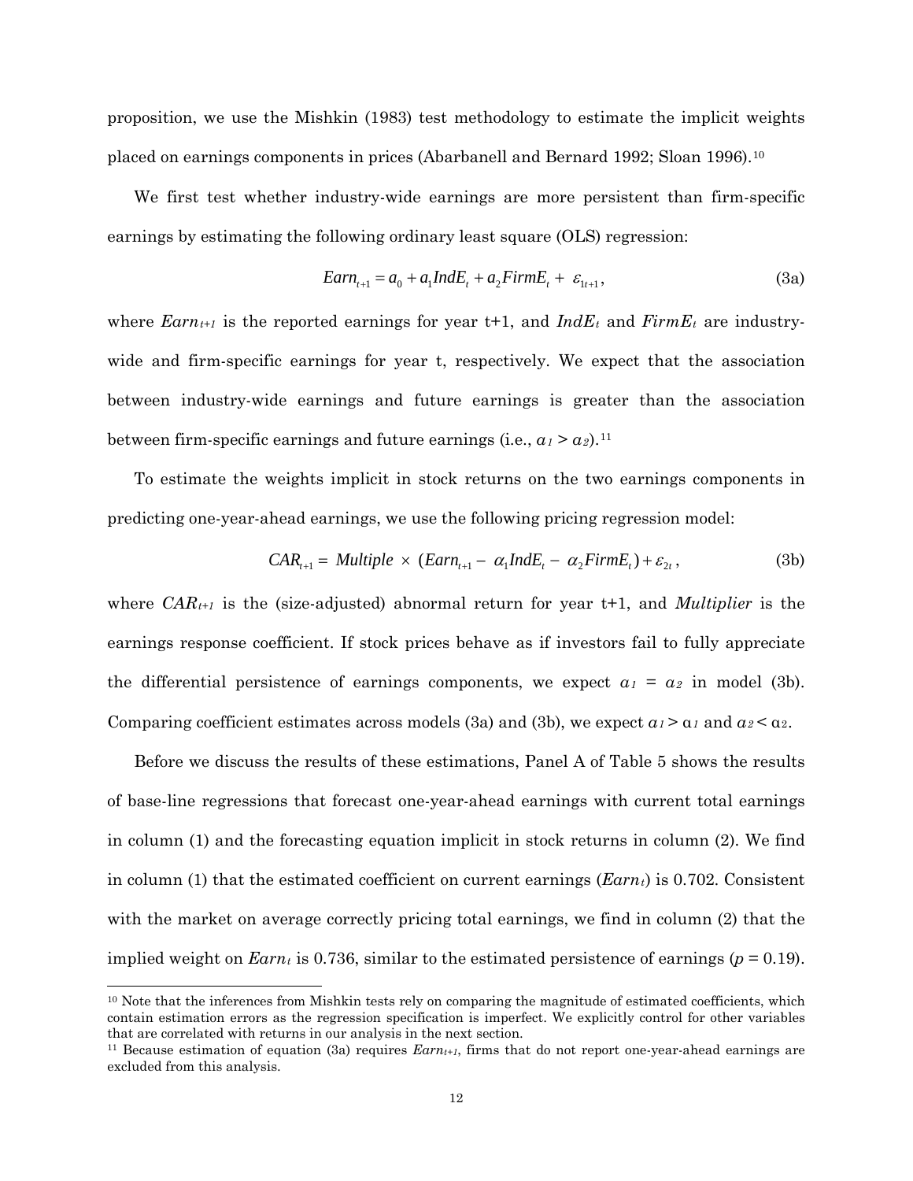proposition, we use the Mishkin (1983) test methodology to estimate the implicit weights placed on earnings components in prices (Abarbanell and Bernard 1992; Sloan 1996).[10]

We first test whether industry-wide earnings are more persistent than firm-specific earnings by estimating the following ordinary least square (OLS) regression:

$$Earn_{t+1} = a_0 + a_1 IndE_t + a_2 FirmE_t + \varepsilon_{1t+1}, \tag{3a}$$

where $Earn_{t+1}$ is the reported earnings for year t+1, and $IndE_t$ and $FirmE_t$ are industry-wide and firm-specific earnings for year t, respectively. We expect that the association between industry-wide earnings and future earnings is greater than the association between firm-specific earnings and future earnings (i.e., $a_1 > a_2$).[11]

To estimate the weights implicit in stock returns on the two earnings components in predicting one-year-ahead earnings, we use the following pricing regression model:

$$CAR_{t+1} = Multiple \times (Earn_{t+1} - \alpha_1 IndE_t - \alpha_2 FirmE_t) + \varepsilon_{2t}, \tag{3b}$$

where $CAR_{t+1}$ is the (size-adjusted) abnormal return for year t+1, and *Multiplier* is the earnings response coefficient. If stock prices behave as if investors fail to fully appreciate the differential persistence of earnings components, we expect $\alpha_1 = \alpha_2$ in model (3b). Comparing coefficient estimates across models (3a) and (3b), we expect $a_1 > \alpha_1$ and $a_2 < \alpha_2$.

Before we discuss the results of these estimations, Panel A of Table 5 shows the results of base-line regressions that forecast one-year-ahead earnings with current total earnings in column (1) and the forecasting equation implicit in stock returns in column (2). We find in column (1) that the estimated coefficient on current earnings ($Earn_t$) is 0.702. Consistent with the market on average correctly pricing total earnings, we find in column (2) that the implied weight on $Earn_t$ is 0.736, similar to the estimated persistence of earnings ($p = 0.19$).

---

[10] Note that the inferences from Mishkin tests rely on comparing the magnitude of estimated coefficients, which contain estimation errors as the regression specification is imperfect. We explicitly control for other variables that are correlated with returns in our analysis in the next section.

[11] Because estimation of equation (3a) requires $Earn_{t+1}$, firms that do not report one-year-ahead earnings are excluded from this analysis.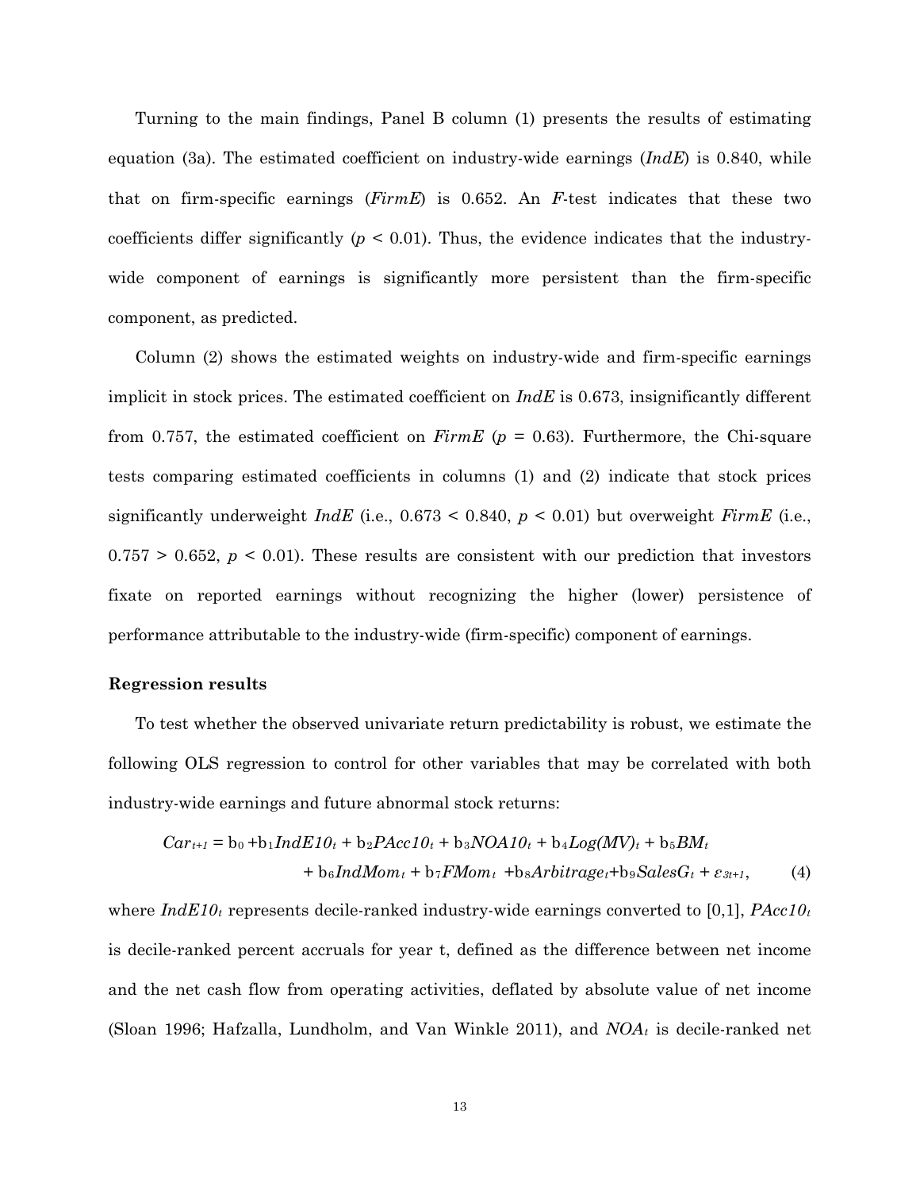Turning to the main findings, Panel B column (1) presents the results of estimating equation (3a). The estimated coefficient on industry-wide earnings (*IndE*) is 0.840, while that on firm-specific earnings (*FirmE*) is 0.652. An *F*-test indicates that these two coefficients differ significantly ($p < 0.01$). Thus, the evidence indicates that the industry-wide component of earnings is significantly more persistent than the firm-specific component, as predicted.

Column (2) shows the estimated weights on industry-wide and firm-specific earnings implicit in stock prices. The estimated coefficient on *IndE* is 0.673, insignificantly different from 0.757, the estimated coefficient on *FirmE* ($p$ = 0.63). Furthermore, the Chi-square tests comparing estimated coefficients in columns (1) and (2) indicate that stock prices significantly underweight *IndE* (i.e., 0.673 < 0.840, $p < 0.01$) but overweight *FirmE* (i.e., 0.757 > 0.652, $p < 0.01$). These results are consistent with our prediction that investors fixate on reported earnings without recognizing the higher (lower) persistence of performance attributable to the industry-wide (firm-specific) component of earnings.

**Regression results**

To test whether the observed univariate return predictability is robust, we estimate the following OLS regression to control for other variables that may be correlated with both industry-wide earnings and future abnormal stock returns:

$$Car_{t+1} = b_0 + b_1 IndE10_t + b_2 PAcc10_t + b_3 NOA10_t + b_4 Log(MV)_t + b_5 BM_t + b_6 IndMom_t + b_7 FMom_t + b_8 Arbitrage_t + b_9 SalesG_t + \varepsilon_{3t+1}, \quad (4)$$

where $IndE10_t$ represents decile-ranked industry-wide earnings converted to [0,1], $PAcc10_t$ is decile-ranked percent accruals for year t, defined as the difference between net income and the net cash flow from operating activities, deflated by absolute value of net income (Sloan 1996; Hafzalla, Lundholm, and Van Winkle 2011), and $NOA_t$ is decile-ranked net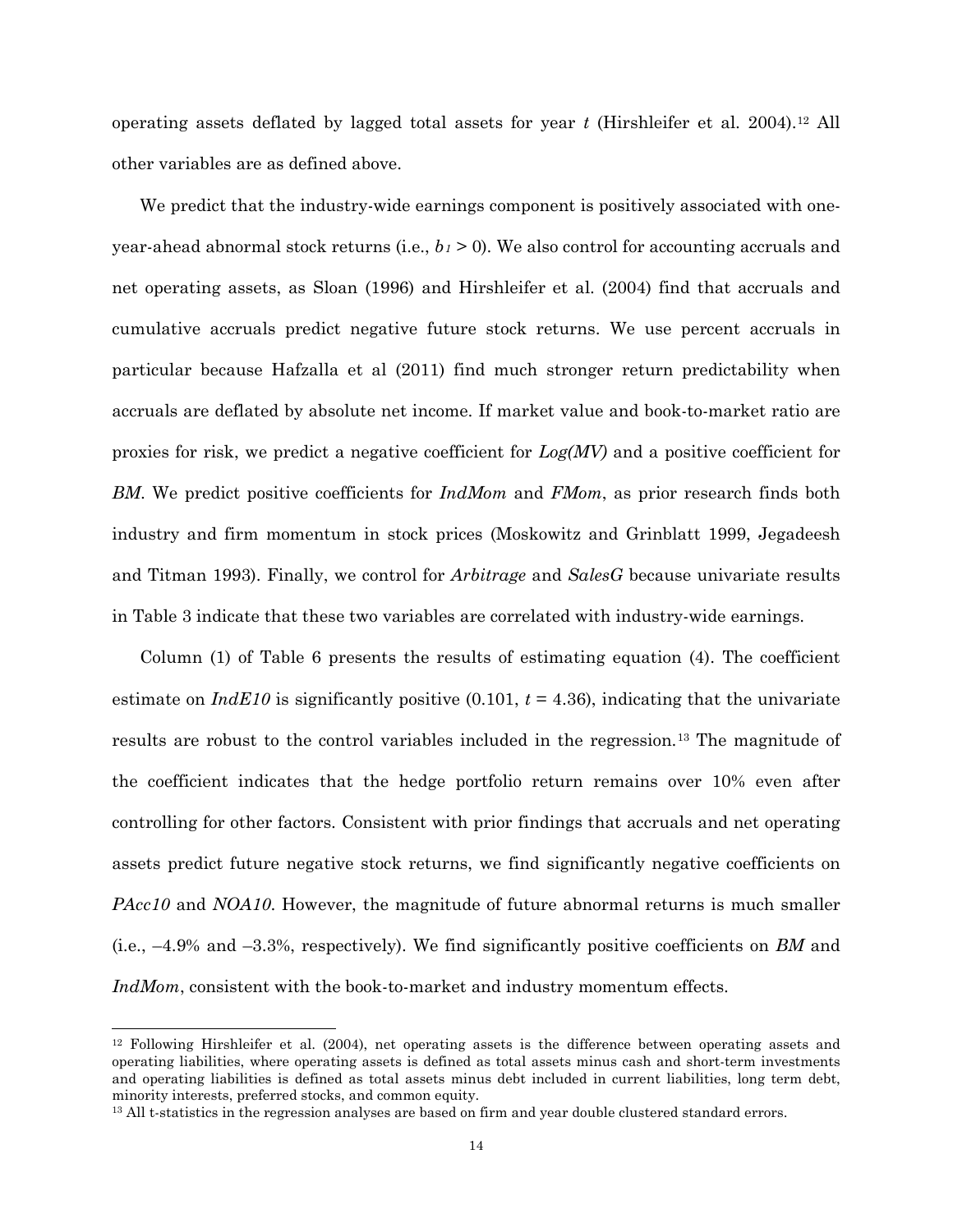operating assets deflated by lagged total assets for year $t$ (Hirshleifer et al. 2004).[12] All other variables are as defined above.

We predict that the industry-wide earnings component is positively associated with one-year-ahead abnormal stock returns (i.e., $b_1 > 0$). We also control for accounting accruals and net operating assets, as Sloan (1996) and Hirshleifer et al. (2004) find that accruals and cumulative accruals predict negative future stock returns. We use percent accruals in particular because Hafzalla et al (2011) find much stronger return predictability when accruals are deflated by absolute net income. If market value and book-to-market ratio are proxies for risk, we predict a negative coefficient for *Log(MV)* and a positive coefficient for *BM*. We predict positive coefficients for *IndMom* and *FMom*, as prior research finds both industry and firm momentum in stock prices (Moskowitz and Grinblatt 1999, Jegadeesh and Titman 1993). Finally, we control for *Arbitrage* and *SalesG* because univariate results in Table 3 indicate that these two variables are correlated with industry-wide earnings.

Column (1) of Table 6 presents the results of estimating equation (4). The coefficient estimate on *IndE10* is significantly positive (0.101, $t$ = 4.36), indicating that the univariate results are robust to the control variables included in the regression.[13] The magnitude of the coefficient indicates that the hedge portfolio return remains over 10% even after controlling for other factors. Consistent with prior findings that accruals and net operating assets predict future negative stock returns, we find significantly negative coefficients on *PAcc10* and *NOA10*. However, the magnitude of future abnormal returns is much smaller (i.e., –4.9% and –3.3%, respectively). We find significantly positive coefficients on *BM* and *IndMom*, consistent with the book-to-market and industry momentum effects.

[12] Following Hirshleifer et al. (2004), net operating assets is the difference between operating assets and operating liabilities, where operating assets is defined as total assets minus cash and short-term investments and operating liabilities is defined as total assets minus debt included in current liabilities, long term debt, minority interests, preferred stocks, and common equity.

[13] All t-statistics in the regression analyses are based on firm and year double clustered standard errors.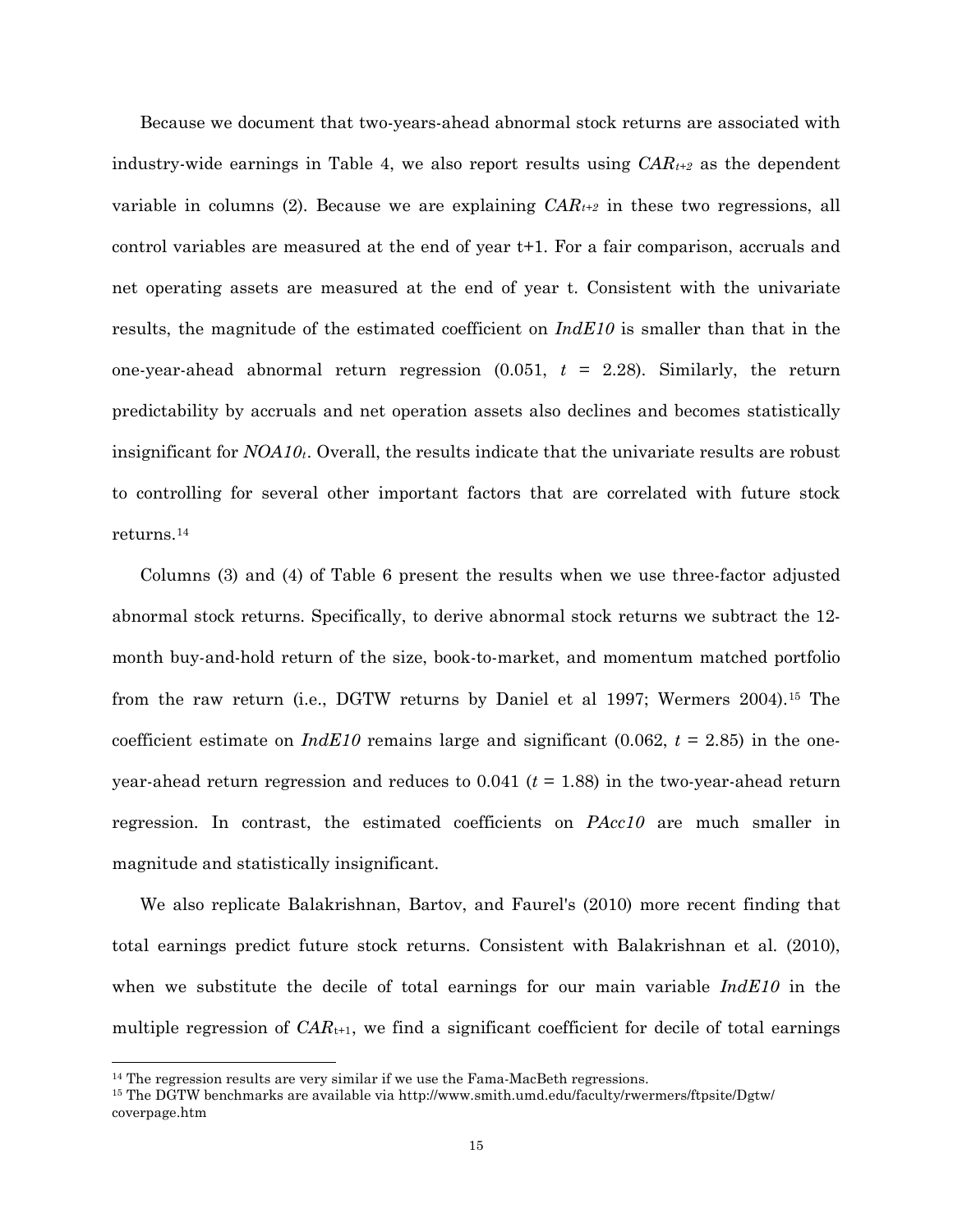Because we document that two-years-ahead abnormal stock returns are associated with industry-wide earnings in Table 4, we also report results using $CAR_{t+2}$ as the dependent variable in columns (2). Because we are explaining $CAR_{t+2}$ in these two regressions, all control variables are measured at the end of year t+1. For a fair comparison, accruals and net operating assets are measured at the end of year t. Consistent with the univariate results, the magnitude of the estimated coefficient on *IndE10* is smaller than that in the one-year-ahead abnormal return regression (0.051, $t$ = 2.28). Similarly, the return predictability by accruals and net operation assets also declines and becomes statistically insignificant for $NOA10_t$. Overall, the results indicate that the univariate results are robust to controlling for several other important factors that are correlated with future stock returns.[14]

Columns (3) and (4) of Table 6 present the results when we use three-factor adjusted abnormal stock returns. Specifically, to derive abnormal stock returns we subtract the 12-month buy-and-hold return of the size, book-to-market, and momentum matched portfolio from the raw return (i.e., DGTW returns by Daniel et al 1997; Wermers 2004).[15] The coefficient estimate on *IndE10* remains large and significant (0.062, $t$ = 2.85) in the one-year-ahead return regression and reduces to 0.041 ($t$ = 1.88) in the two-year-ahead return regression. In contrast, the estimated coefficients on *PAcc10* are much smaller in magnitude and statistically insignificant.

We also replicate Balakrishnan, Bartov, and Faurel's (2010) more recent finding that total earnings predict future stock returns. Consistent with Balakrishnan et al. (2010), when we substitute the decile of total earnings for our main variable *IndE10* in the multiple regression of $CAR_{t+1}$, we find a significant coefficient for decile of total earnings

[14] The regression results are very similar if we use the Fama-MacBeth regressions.

[15] The DGTW benchmarks are available via http://www.smith.umd.edu/faculty/rwermers/ftpsite/Dgtw/coverpage.htm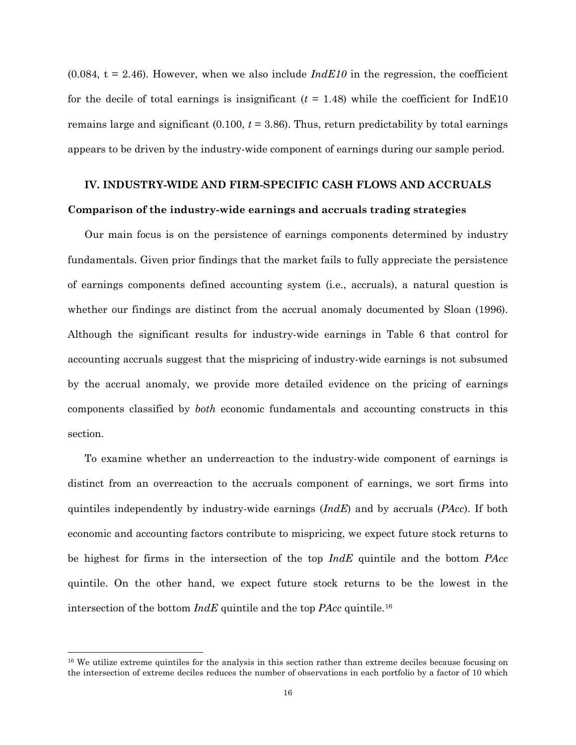(0.084, t = 2.46). However, when we also include *IndE10* in the regression, the coefficient for the decile of total earnings is insignificant ($t$ = 1.48) while the coefficient for IndE10 remains large and significant (0.100, $t$ = 3.86). Thus, return predictability by total earnings appears to be driven by the industry-wide component of earnings during our sample period.

## IV. INDUSTRY-WIDE AND FIRM-SPECIFIC CASH FLOWS AND ACCRUALS

### Comparison of the industry-wide earnings and accruals trading strategies

Our main focus is on the persistence of earnings components determined by industry fundamentals. Given prior findings that the market fails to fully appreciate the persistence of earnings components defined accounting system (i.e., accruals), a natural question is whether our findings are distinct from the accrual anomaly documented by Sloan (1996). Although the significant results for industry-wide earnings in Table 6 that control for accounting accruals suggest that the mispricing of industry-wide earnings is not subsumed by the accrual anomaly, we provide more detailed evidence on the pricing of earnings components classified by *both* economic fundamentals and accounting constructs in this section.

To examine whether an underreaction to the industry-wide component of earnings is distinct from an overreaction to the accruals component of earnings, we sort firms into quintiles independently by industry-wide earnings (*IndE*) and by accruals (*PAcc*). If both economic and accounting factors contribute to mispricing, we expect future stock returns to be highest for firms in the intersection of the top *IndE* quintile and the bottom *PAcc* quintile. On the other hand, we expect future stock returns to be the lowest in the intersection of the bottom *IndE* quintile and the top *PAcc* quintile.[16]

[16] We utilize extreme quintiles for the analysis in this section rather than extreme deciles because focusing on the intersection of extreme deciles reduces the number of observations in each portfolio by a factor of 10 which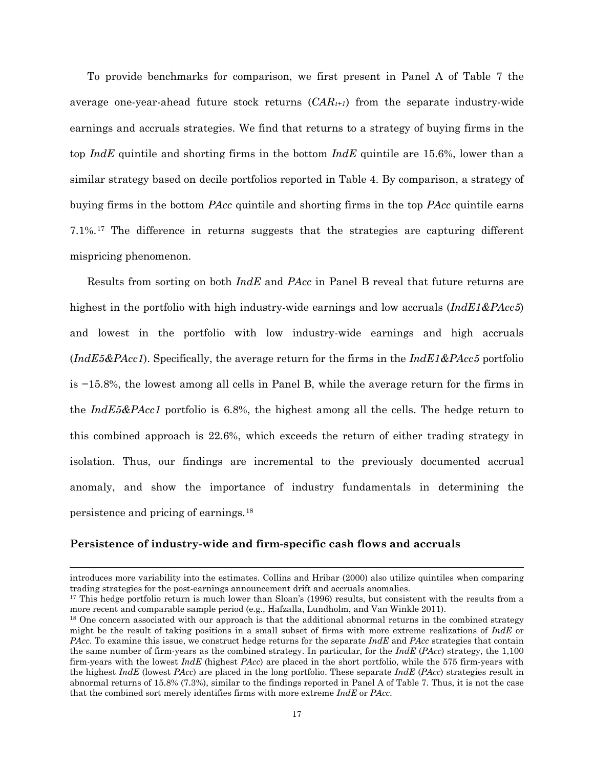To provide benchmarks for comparison, we first present in Panel A of Table 7 the average one-year-ahead future stock returns ($CAR_{t+1}$) from the separate industry-wide earnings and accruals strategies. We find that returns to a strategy of buying firms in the top *IndE* quintile and shorting firms in the bottom *IndE* quintile are 15.6%, lower than a similar strategy based on decile portfolios reported in Table 4. By comparison, a strategy of buying firms in the bottom *PAcc* quintile and shorting firms in the top *PAcc* quintile earns 7.1%.[17] The difference in returns suggests that the strategies are capturing different mispricing phenomenon.

Results from sorting on both *IndE* and *PAcc* in Panel B reveal that future returns are highest in the portfolio with high industry-wide earnings and low accruals (*IndE1&PAcc5*) and lowest in the portfolio with low industry-wide earnings and high accruals (*IndE5&PAcc1*). Specifically, the average return for the firms in the *IndE1&PAcc5* portfolio is −15.8%, the lowest among all cells in Panel B, while the average return for the firms in the *IndE5&PAcc1* portfolio is 6.8%, the highest among all the cells. The hedge return to this combined approach is 22.6%, which exceeds the return of either trading strategy in isolation. Thus, our findings are incremental to the previously documented accrual anomaly, and show the importance of industry fundamentals in determining the persistence and pricing of earnings.[18]

**Persistence of industry-wide and firm-specific cash flows and accruals**

---

introduces more variability into the estimates. Collins and Hribar (2000) also utilize quintiles when comparing trading strategies for the post-earnings announcement drift and accruals anomalies.

[17] This hedge portfolio return is much lower than Sloan's (1996) results, but consistent with the results from a more recent and comparable sample period (e.g., Hafzalla, Lundholm, and Van Winkle 2011).

[18] One concern associated with our approach is that the additional abnormal returns in the combined strategy might be the result of taking positions in a small subset of firms with more extreme realizations of *IndE* or *PAcc*. To examine this issue, we construct hedge returns for the separate *IndE* and *PAcc* strategies that contain the same number of firm-years as the combined strategy. In particular, for the *IndE* (*PAcc*) strategy, the 1,100 firm-years with the lowest *IndE* (highest *PAcc*) are placed in the short portfolio, while the 575 firm-years with the highest *IndE* (lowest *PAcc*) are placed in the long portfolio. These separate *IndE* (*PAcc*) strategies result in abnormal returns of 15.8% (7.3%), similar to the findings reported in Panel A of Table 7. Thus, it is not the case that the combined sort merely identifies firms with more extreme *IndE* or *PAcc*.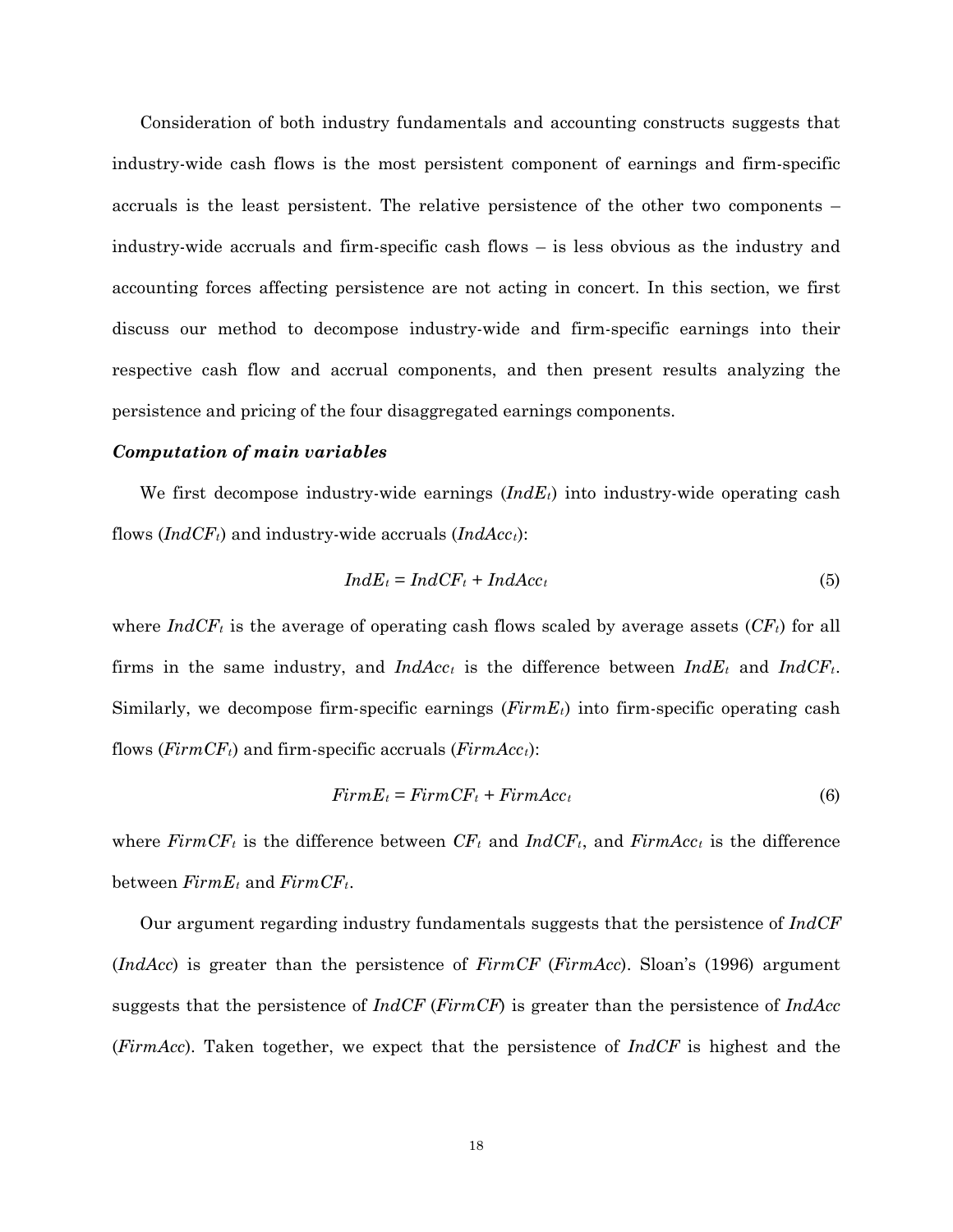Consideration of both industry fundamentals and accounting constructs suggests that industry-wide cash flows is the most persistent component of earnings and firm-specific accruals is the least persistent. The relative persistence of the other two components – industry-wide accruals and firm-specific cash flows – is less obvious as the industry and accounting forces affecting persistence are not acting in concert. In this section, we first discuss our method to decompose industry-wide and firm-specific earnings into their respective cash flow and accrual components, and then present results analyzing the persistence and pricing of the four disaggregated earnings components.

***Computation of main variables***

We first decompose industry-wide earnings ($IndE_t$) into industry-wide operating cash flows ($IndCF_t$) and industry-wide accruals ($IndAcc_t$):

$$IndE_t = IndCF_t + IndAcc_t \tag{5}$$

where $IndCF_t$ is the average of operating cash flows scaled by average assets ($CF_t$) for all firms in the same industry, and $IndAcc_t$ is the difference between $IndE_t$ and $IndCF_t$. Similarly, we decompose firm-specific earnings ($FirmE_t$) into firm-specific operating cash flows ($FirmCF_t$) and firm-specific accruals ($FirmAcc_t$):

$$FirmE_t = FirmCF_t + FirmAcc_t \tag{6}$$

where $FirmCF_t$ is the difference between $CF_t$ and $IndCF_t$, and $FirmAcc_t$ is the difference between $FirmE_t$ and $FirmCF_t$.

Our argument regarding industry fundamentals suggests that the persistence of *IndCF* (*IndAcc*) is greater than the persistence of *FirmCF* (*FirmAcc*). Sloan's (1996) argument suggests that the persistence of *IndCF* (*FirmCF*) is greater than the persistence of *IndAcc* (*FirmAcc*). Taken together, we expect that the persistence of *IndCF* is highest and the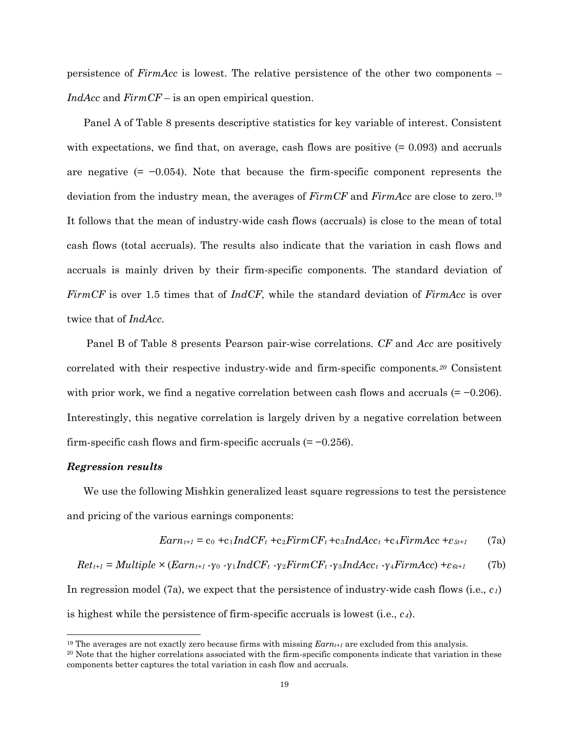persistence of *FirmAcc* is lowest. The relative persistence of the other two components – *IndAcc* and *FirmCF* – is an open empirical question.

Panel A of Table 8 presents descriptive statistics for key variable of interest. Consistent with expectations, we find that, on average, cash flows are positive (= 0.093) and accruals are negative (= −0.054). Note that because the firm-specific component represents the deviation from the industry mean, the averages of *FirmCF* and *FirmAcc* are close to zero.[19] It follows that the mean of industry-wide cash flows (accruals) is close to the mean of total cash flows (total accruals). The results also indicate that the variation in cash flows and accruals is mainly driven by their firm-specific components. The standard deviation of *FirmCF* is over 1.5 times that of *IndCF*, while the standard deviation of *FirmAcc* is over twice that of *IndAcc*.

Panel B of Table 8 presents Pearson pair-wise correlations. *CF* and *Acc* are positively correlated with their respective industry-wide and firm-specific components.[20] Consistent with prior work, we find a negative correlation between cash flows and accruals (= −0.206). Interestingly, this negative correlation is largely driven by a negative correlation between firm-specific cash flows and firm-specific accruals (= −0.256).

***Regression results***

We use the following Mishkin generalized least square regressions to test the persistence and pricing of the various earnings components:

$$Earn_{t+1} = c_0 + c_1 IndCF_t + c_2 FirmCF_t + c_3 IndAcc_t + c_4 FirmAcc + \varepsilon_{5t+1} \qquad (7a)$$

$$Ret_{t+1} = Multiple \times (Earn_{t+1} - \gamma_0 - \gamma_1 IndCF_t - \gamma_2 FirmCF_t - \gamma_3 IndAcc_t - \gamma_4 FirmAcc) + \varepsilon_{6t+1} \qquad (7b)$$

In regression model (7a), we expect that the persistence of industry-wide cash flows (i.e., $c_1$) is highest while the persistence of firm-specific accruals is lowest (i.e., $c_4$).

---

[19] The averages are not exactly zero because firms with missing $Earn_{t+1}$ are excluded from this analysis.

[20] Note that the higher correlations associated with the firm-specific components indicate that variation in these components better captures the total variation in cash flow and accruals.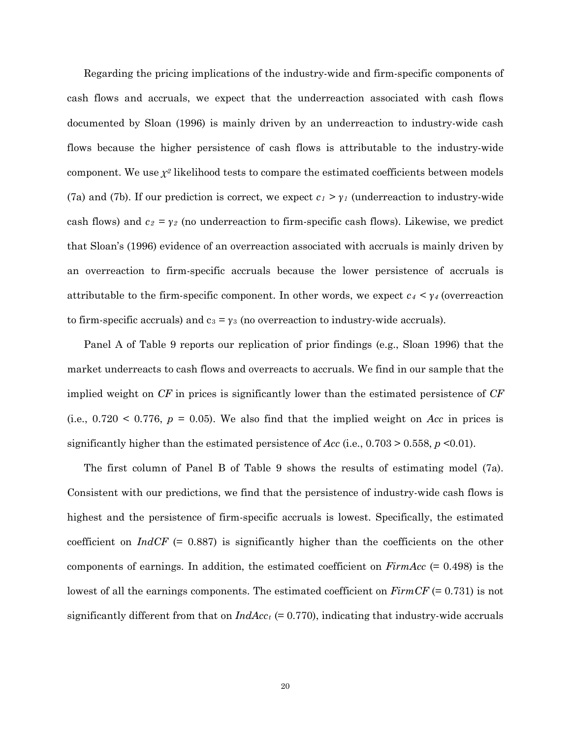Regarding the pricing implications of the industry-wide and firm-specific components of cash flows and accruals, we expect that the underreaction associated with cash flows documented by Sloan (1996) is mainly driven by an underreaction to industry-wide cash flows because the higher persistence of cash flows is attributable to the industry-wide component. We use $\chi^2$ likelihood tests to compare the estimated coefficients between models (7a) and (7b). If our prediction is correct, we expect $c_1 > \gamma_1$ (underreaction to industry-wide cash flows) and $c_2 = \gamma_2$ (no underreaction to firm-specific cash flows). Likewise, we predict that Sloan's (1996) evidence of an overreaction associated with accruals is mainly driven by an overreaction to firm-specific accruals because the lower persistence of accruals is attributable to the firm-specific component. In other words, we expect $c_4 < \gamma_4$ (overreaction to firm-specific accruals) and $c_3 = \gamma_3$ (no overreaction to industry-wide accruals).

Panel A of Table 9 reports our replication of prior findings (e.g., Sloan 1996) that the market underreacts to cash flows and overreacts to accruals. We find in our sample that the implied weight on *CF* in prices is significantly lower than the estimated persistence of *CF* (i.e., $0.720 < 0.776$, $p = 0.05$). We also find that the implied weight on *Acc* in prices is significantly higher than the estimated persistence of *Acc* (i.e., $0.703 > 0.558$, $p < 0.01$).

The first column of Panel B of Table 9 shows the results of estimating model (7a). Consistent with our predictions, we find that the persistence of industry-wide cash flows is highest and the persistence of firm-specific accruals is lowest. Specifically, the estimated coefficient on *IndCF* (= 0.887) is significantly higher than the coefficients on the other components of earnings. In addition, the estimated coefficient on *FirmAcc* (= 0.498) is the lowest of all the earnings components. The estimated coefficient on *FirmCF* (= 0.731) is not significantly different from that on $IndAcc_t$ (= 0.770), indicating that industry-wide accruals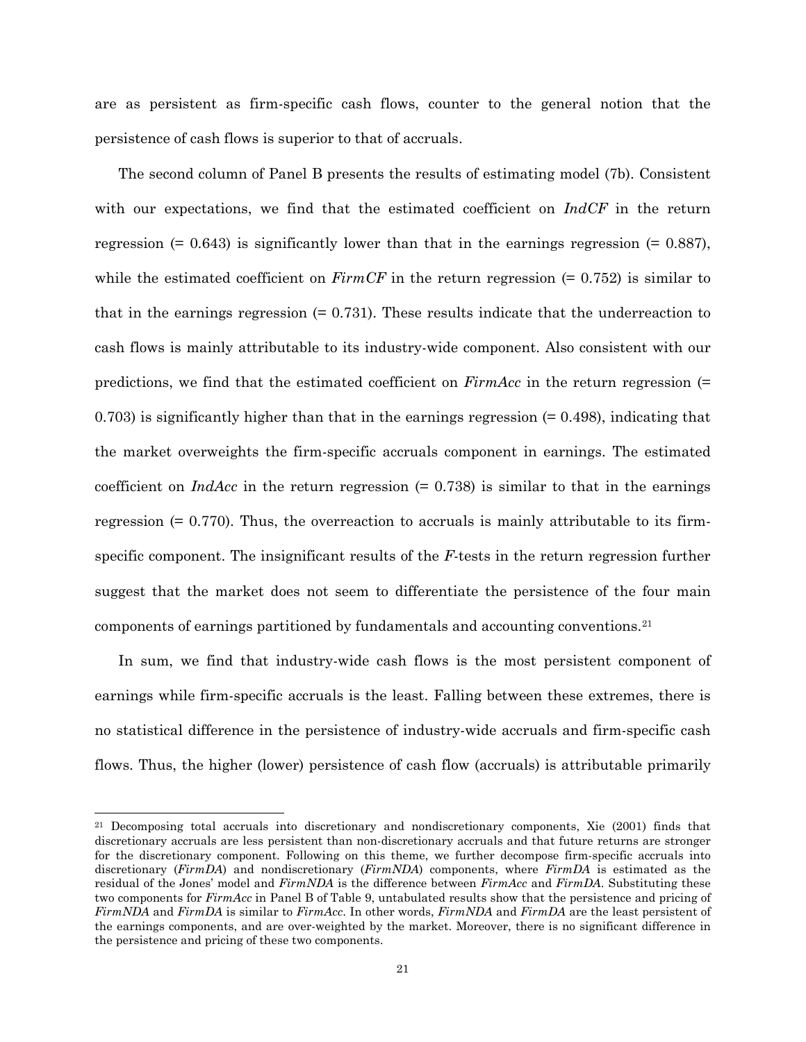are as persistent as firm-specific cash flows, counter to the general notion that the persistence of cash flows is superior to that of accruals.

The second column of Panel B presents the results of estimating model (7b). Consistent with our expectations, we find that the estimated coefficient on *IndCF* in the return regression (= 0.643) is significantly lower than that in the earnings regression (= 0.887), while the estimated coefficient on *FirmCF* in the return regression (= 0.752) is similar to that in the earnings regression (= 0.731). These results indicate that the underreaction to cash flows is mainly attributable to its industry-wide component. Also consistent with our predictions, we find that the estimated coefficient on *FirmAcc* in the return regression (= 0.703) is significantly higher than that in the earnings regression (= 0.498), indicating that the market overweights the firm-specific accruals component in earnings. The estimated coefficient on *IndAcc* in the return regression (= 0.738) is similar to that in the earnings regression (= 0.770). Thus, the overreaction to accruals is mainly attributable to its firm-specific component. The insignificant results of the *F*-tests in the return regression further suggest that the market does not seem to differentiate the persistence of the four main components of earnings partitioned by fundamentals and accounting conventions.[21]

In sum, we find that industry-wide cash flows is the most persistent component of earnings while firm-specific accruals is the least. Falling between these extremes, there is no statistical difference in the persistence of industry-wide accruals and firm-specific cash flows. Thus, the higher (lower) persistence of cash flow (accruals) is attributable primarily

[21] Decomposing total accruals into discretionary and nondiscretionary components, Xie (2001) finds that discretionary accruals are less persistent than non-discretionary accruals and that future returns are stronger for the discretionary component. Following on this theme, we further decompose firm-specific accruals into discretionary (*FirmDA*) and nondiscretionary (*FirmNDA*) components, where *FirmDA* is estimated as the residual of the Jones' model and *FirmNDA* is the difference between *FirmAcc* and *FirmDA*. Substituting these two components for *FirmAcc* in Panel B of Table 9, untabulated results show that the persistence and pricing of *FirmNDA* and *FirmDA* is similar to *FirmAcc*. In other words, *FirmNDA* and *FirmDA* are the least persistent of the earnings components, and are over-weighted by the market. Moreover, there is no significant difference in the persistence and pricing of these two components.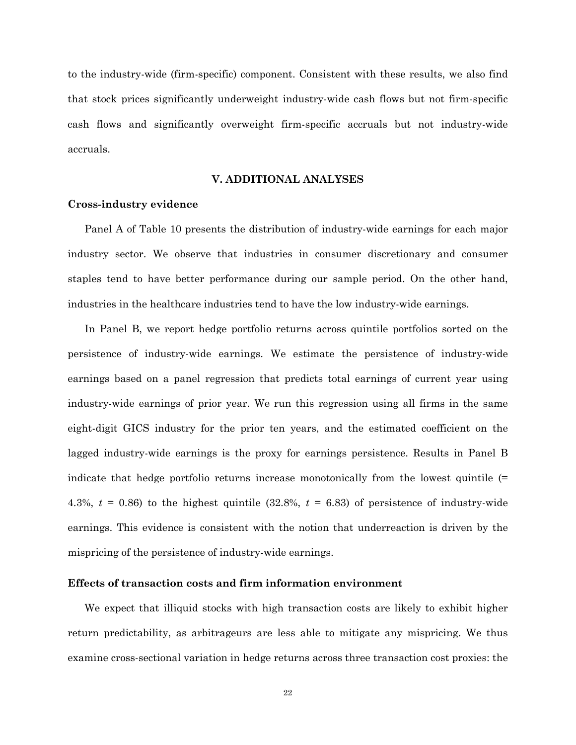to the industry-wide (firm-specific) component. Consistent with these results, we also find that stock prices significantly underweight industry-wide cash flows but not firm-specific cash flows and significantly overweight firm-specific accruals but not industry-wide accruals.

## V. ADDITIONAL ANALYSES

### Cross-industry evidence

Panel A of Table 10 presents the distribution of industry-wide earnings for each major industry sector. We observe that industries in consumer discretionary and consumer staples tend to have better performance during our sample period. On the other hand, industries in the healthcare industries tend to have the low industry-wide earnings.

In Panel B, we report hedge portfolio returns across quintile portfolios sorted on the persistence of industry-wide earnings. We estimate the persistence of industry-wide earnings based on a panel regression that predicts total earnings of current year using industry-wide earnings of prior year. We run this regression using all firms in the same eight-digit GICS industry for the prior ten years, and the estimated coefficient on the lagged industry-wide earnings is the proxy for earnings persistence. Results in Panel B indicate that hedge portfolio returns increase monotonically from the lowest quintile (= 4.3%, $t$ = 0.86) to the highest quintile (32.8%, $t$ = 6.83) of persistence of industry-wide earnings. This evidence is consistent with the notion that underreaction is driven by the mispricing of the persistence of industry-wide earnings.

### Effects of transaction costs and firm information environment

We expect that illiquid stocks with high transaction costs are likely to exhibit higher return predictability, as arbitrageurs are less able to mitigate any mispricing. We thus examine cross-sectional variation in hedge returns across three transaction cost proxies: the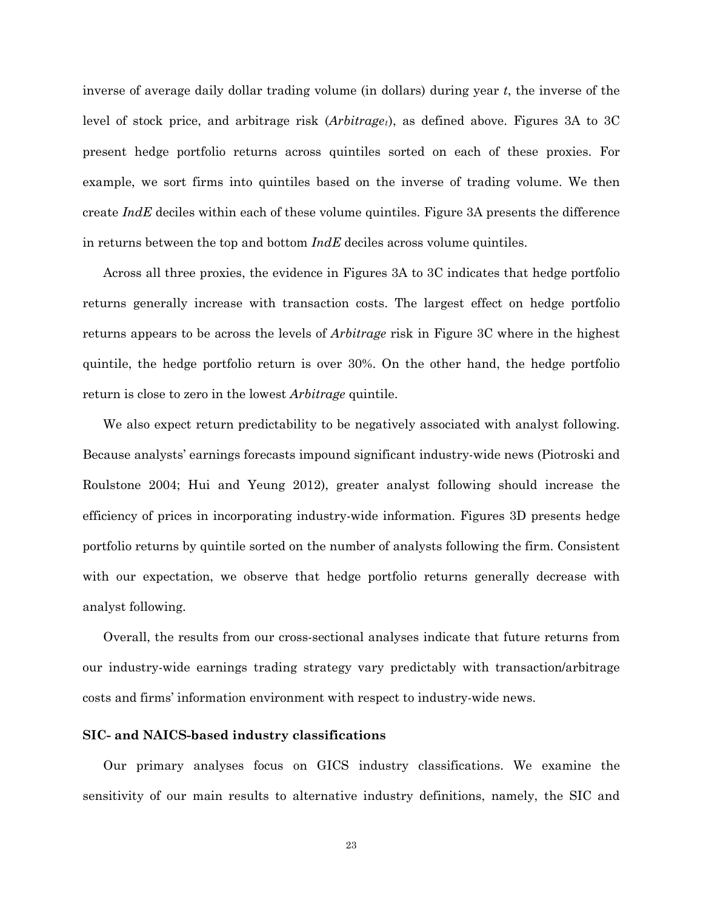inverse of average daily dollar trading volume (in dollars) during year *t*, the inverse of the level of stock price, and arbitrage risk (*Arbitrage$_t$*), as defined above. Figures 3A to 3C present hedge portfolio returns across quintiles sorted on each of these proxies. For example, we sort firms into quintiles based on the inverse of trading volume. We then create *IndE* deciles within each of these volume quintiles. Figure 3A presents the difference in returns between the top and bottom *IndE* deciles across volume quintiles.

Across all three proxies, the evidence in Figures 3A to 3C indicates that hedge portfolio returns generally increase with transaction costs. The largest effect on hedge portfolio returns appears to be across the levels of *Arbitrage* risk in Figure 3C where in the highest quintile, the hedge portfolio return is over 30%. On the other hand, the hedge portfolio return is close to zero in the lowest *Arbitrage* quintile.

We also expect return predictability to be negatively associated with analyst following. Because analysts' earnings forecasts impound significant industry-wide news (Piotroski and Roulstone 2004; Hui and Yeung 2012), greater analyst following should increase the efficiency of prices in incorporating industry-wide information. Figures 3D presents hedge portfolio returns by quintile sorted on the number of analysts following the firm. Consistent with our expectation, we observe that hedge portfolio returns generally decrease with analyst following.

Overall, the results from our cross-sectional analyses indicate that future returns from our industry-wide earnings trading strategy vary predictably with transaction/arbitrage costs and firms' information environment with respect to industry-wide news.

**SIC- and NAICS-based industry classifications**

Our primary analyses focus on GICS industry classifications. We examine the sensitivity of our main results to alternative industry definitions, namely, the SIC and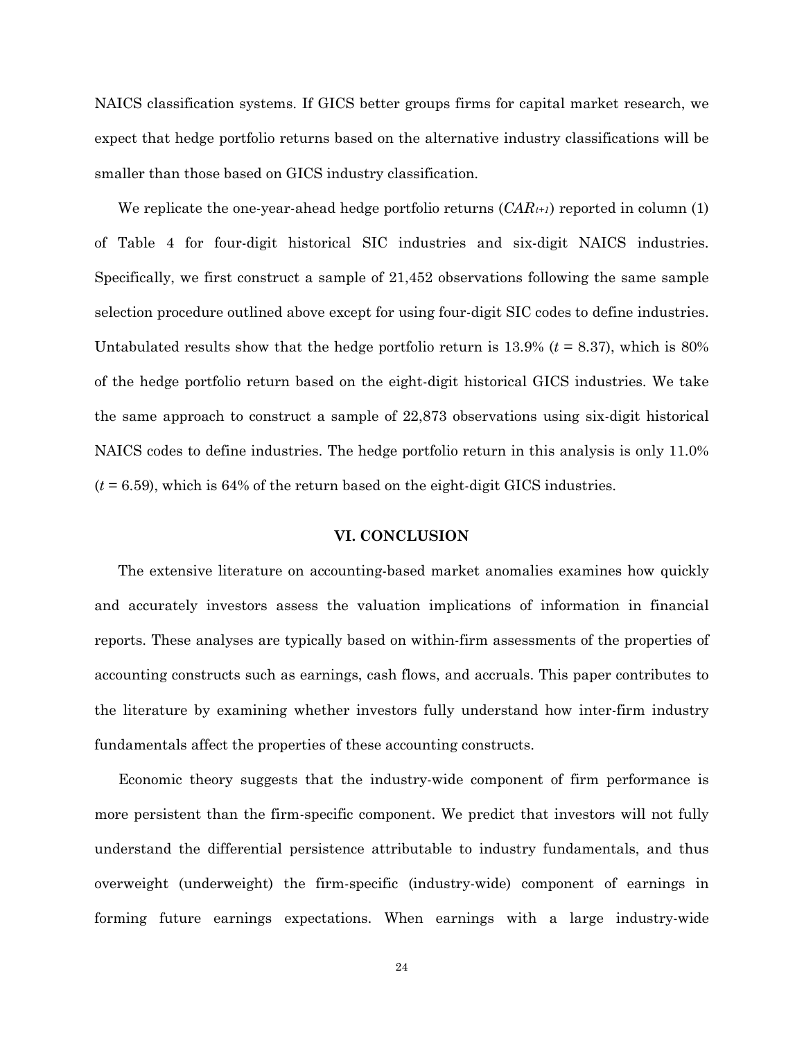NAICS classification systems. If GICS better groups firms for capital market research, we expect that hedge portfolio returns based on the alternative industry classifications will be smaller than those based on GICS industry classification.

We replicate the one-year-ahead hedge portfolio returns ($CAR_{t+1}$) reported in column (1) of Table 4 for four-digit historical SIC industries and six-digit NAICS industries. Specifically, we first construct a sample of 21,452 observations following the same sample selection procedure outlined above except for using four-digit SIC codes to define industries. Untabulated results show that the hedge portfolio return is 13.9% ($t$ = 8.37), which is 80% of the hedge portfolio return based on the eight-digit historical GICS industries. We take the same approach to construct a sample of 22,873 observations using six-digit historical NAICS codes to define industries. The hedge portfolio return in this analysis is only 11.0% ($t$ = 6.59), which is 64% of the return based on the eight-digit GICS industries.

## VI. CONCLUSION

The extensive literature on accounting-based market anomalies examines how quickly and accurately investors assess the valuation implications of information in financial reports. These analyses are typically based on within-firm assessments of the properties of accounting constructs such as earnings, cash flows, and accruals. This paper contributes to the literature by examining whether investors fully understand how inter-firm industry fundamentals affect the properties of these accounting constructs.

Economic theory suggests that the industry-wide component of firm performance is more persistent than the firm-specific component. We predict that investors will not fully understand the differential persistence attributable to industry fundamentals, and thus overweight (underweight) the firm-specific (industry-wide) component of earnings in forming future earnings expectations. When earnings with a large industry-wide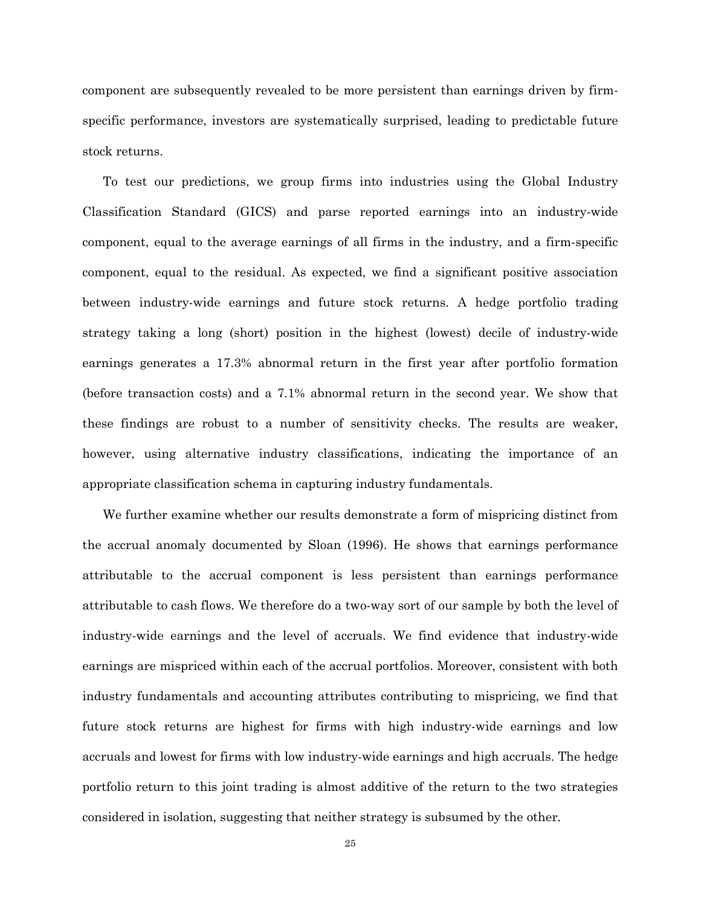component are subsequently revealed to be more persistent than earnings driven by firm-specific performance, investors are systematically surprised, leading to predictable future stock returns.

To test our predictions, we group firms into industries using the Global Industry Classification Standard (GICS) and parse reported earnings into an industry-wide component, equal to the average earnings of all firms in the industry, and a firm-specific component, equal to the residual. As expected, we find a significant positive association between industry-wide earnings and future stock returns. A hedge portfolio trading strategy taking a long (short) position in the highest (lowest) decile of industry-wide earnings generates a 17.3% abnormal return in the first year after portfolio formation (before transaction costs) and a 7.1% abnormal return in the second year. We show that these findings are robust to a number of sensitivity checks. The results are weaker, however, using alternative industry classifications, indicating the importance of an appropriate classification schema in capturing industry fundamentals.

We further examine whether our results demonstrate a form of mispricing distinct from the accrual anomaly documented by Sloan (1996). He shows that earnings performance attributable to the accrual component is less persistent than earnings performance attributable to cash flows. We therefore do a two-way sort of our sample by both the level of industry-wide earnings and the level of accruals. We find evidence that industry-wide earnings are mispriced within each of the accrual portfolios. Moreover, consistent with both industry fundamentals and accounting attributes contributing to mispricing, we find that future stock returns are highest for firms with high industry-wide earnings and low accruals and lowest for firms with low industry-wide earnings and high accruals. The hedge portfolio return to this joint trading is almost additive of the return to the two strategies considered in isolation, suggesting that neither strategy is subsumed by the other.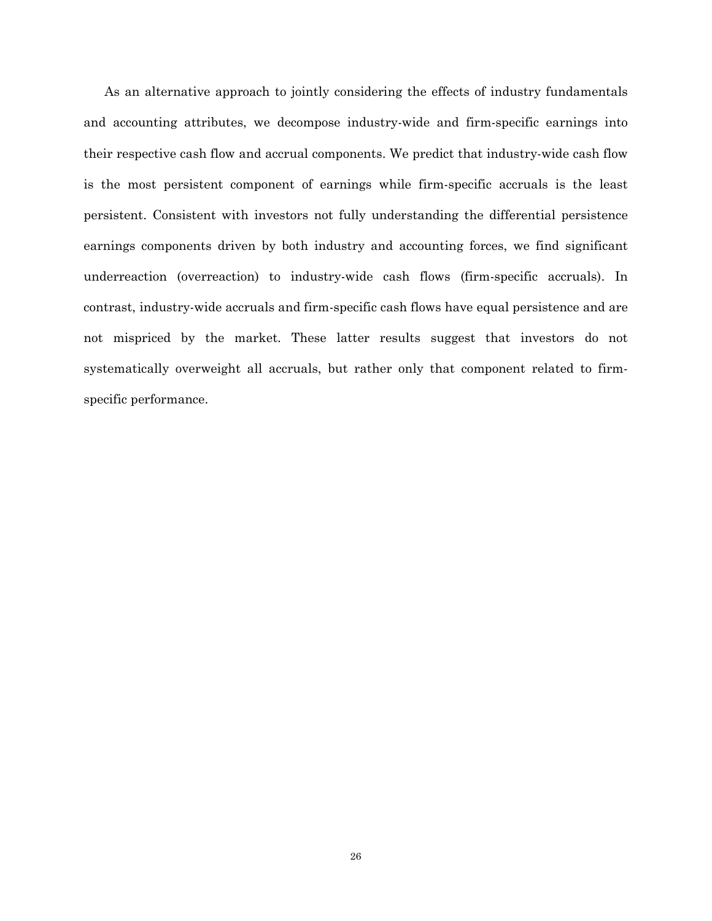As an alternative approach to jointly considering the effects of industry fundamentals and accounting attributes, we decompose industry-wide and firm-specific earnings into their respective cash flow and accrual components. We predict that industry-wide cash flow is the most persistent component of earnings while firm-specific accruals is the least persistent. Consistent with investors not fully understanding the differential persistence earnings components driven by both industry and accounting forces, we find significant underreaction (overreaction) to industry-wide cash flows (firm-specific accruals). In contrast, industry-wide accruals and firm-specific cash flows have equal persistence and are not mispriced by the market. These latter results suggest that investors do not systematically overweight all accruals, but rather only that component related to firm-specific performance.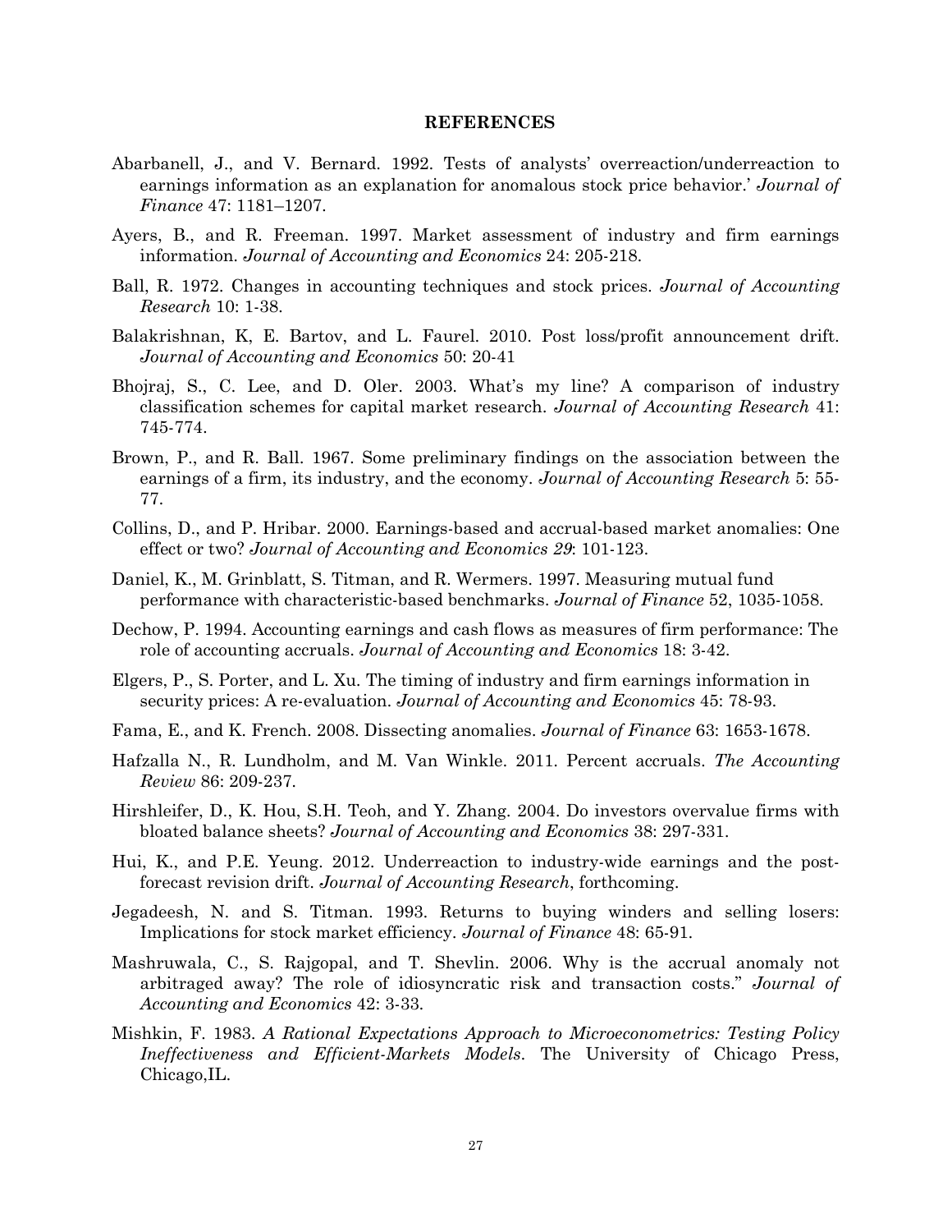## REFERENCES

Abarbanell, J., and V. Bernard. 1992. Tests of analysts' overreaction/underreaction to earnings information as an explanation for anomalous stock price behavior.' *Journal of Finance* 47: 1181–1207.

Ayers, B., and R. Freeman. 1997. Market assessment of industry and firm earnings information. *Journal of Accounting and Economics* 24: 205-218.

Ball, R. 1972. Changes in accounting techniques and stock prices. *Journal of Accounting Research* 10: 1-38.

Balakrishnan, K, E. Bartov, and L. Faurel. 2010. Post loss/profit announcement drift. *Journal of Accounting and Economics* 50: 20-41

Bhojraj, S., C. Lee, and D. Oler. 2003. What's my line? A comparison of industry classification schemes for capital market research. *Journal of Accounting Research* 41: 745-774.

Brown, P., and R. Ball. 1967. Some preliminary findings on the association between the earnings of a firm, its industry, and the economy. *Journal of Accounting Research* 5: 55-77.

Collins, D., and P. Hribar. 2000. Earnings-based and accrual-based market anomalies: One effect or two? *Journal of Accounting and Economics 29*: 101-123.

Daniel, K., M. Grinblatt, S. Titman, and R. Wermers. 1997. Measuring mutual fund performance with characteristic-based benchmarks. *Journal of Finance* 52, 1035-1058.

Dechow, P. 1994. Accounting earnings and cash flows as measures of firm performance: The role of accounting accruals. *Journal of Accounting and Economics* 18: 3-42.

Elgers, P., S. Porter, and L. Xu. The timing of industry and firm earnings information in security prices: A re-evaluation. *Journal of Accounting and Economics* 45: 78-93.

Fama, E., and K. French. 2008. Dissecting anomalies. *Journal of Finance* 63: 1653-1678.

Hafzalla N., R. Lundholm, and M. Van Winkle. 2011. Percent accruals. *The Accounting Review* 86: 209-237.

Hirshleifer, D., K. Hou, S.H. Teoh, and Y. Zhang. 2004. Do investors overvalue firms with bloated balance sheets? *Journal of Accounting and Economics* 38: 297-331.

Hui, K., and P.E. Yeung. 2012. Underreaction to industry-wide earnings and the post-forecast revision drift. *Journal of Accounting Research*, forthcoming.

Jegadeesh, N. and S. Titman. 1993. Returns to buying winders and selling losers: Implications for stock market efficiency. *Journal of Finance* 48: 65-91.

Mashruwala, C., S. Rajgopal, and T. Shevlin. 2006. Why is the accrual anomaly not arbitraged away? The role of idiosyncratic risk and transaction costs." *Journal of Accounting and Economics* 42: 3-33.

Mishkin, F. 1983. *A Rational Expectations Approach to Microeconometrics: Testing Policy Ineffectiveness and Efficient-Markets Models*. The University of Chicago Press, Chicago,IL.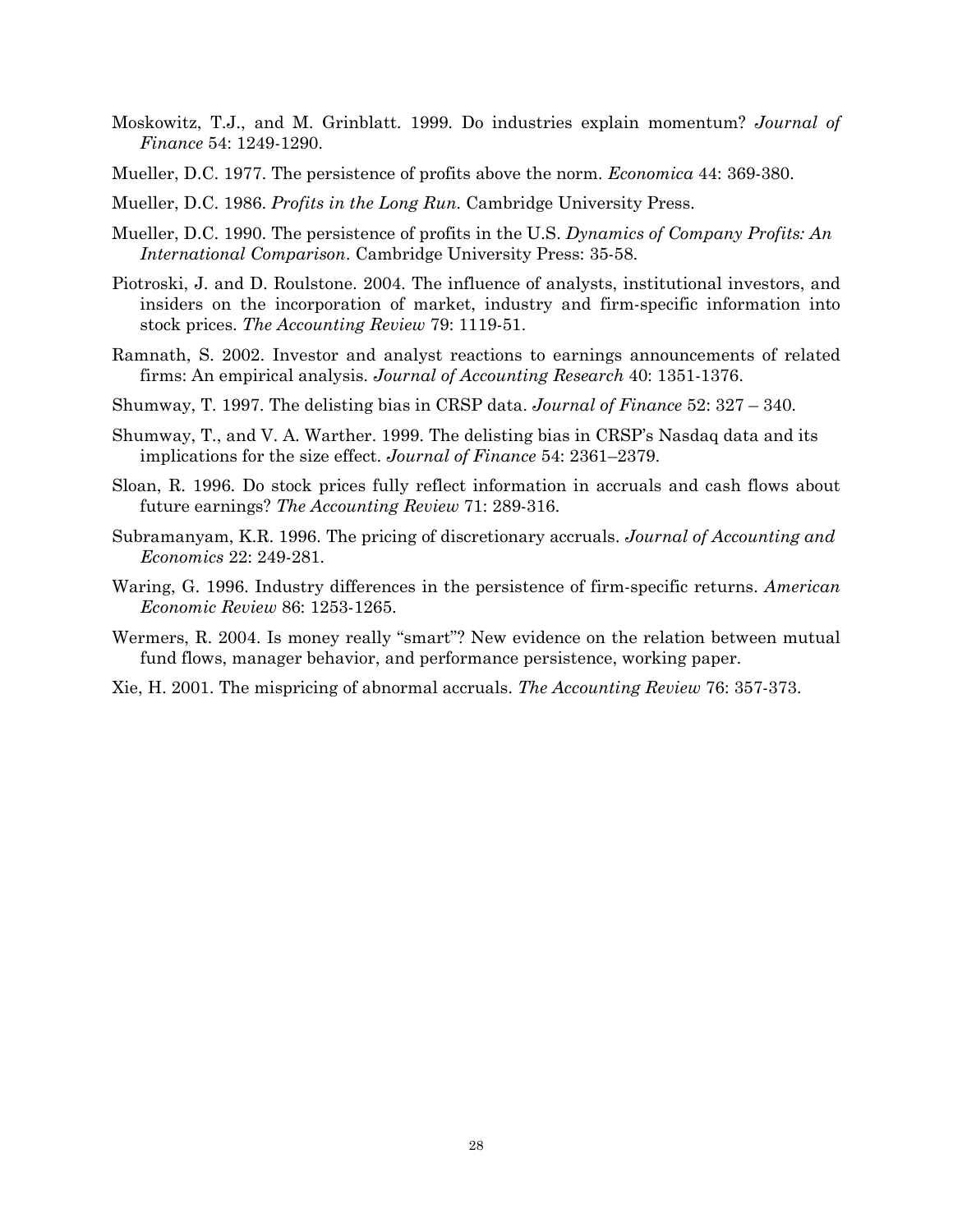Moskowitz, T.J., and M. Grinblatt. 1999. Do industries explain momentum? *Journal of Finance* 54: 1249-1290.

Mueller, D.C. 1977. The persistence of profits above the norm. *Economica* 44: 369-380.

Mueller, D.C. 1986. *Profits in the Long Run.* Cambridge University Press.

Mueller, D.C. 1990. The persistence of profits in the U.S. *Dynamics of Company Profits: An International Comparison*. Cambridge University Press: 35-58.

Piotroski, J. and D. Roulstone. 2004. The influence of analysts, institutional investors, and insiders on the incorporation of market, industry and firm-specific information into stock prices. *The Accounting Review* 79: 1119-51.

Ramnath, S. 2002. Investor and analyst reactions to earnings announcements of related firms: An empirical analysis. *Journal of Accounting Research* 40: 1351-1376.

Shumway, T. 1997. The delisting bias in CRSP data. *Journal of Finance* 52: 327 – 340.

Shumway, T., and V. A. Warther. 1999. The delisting bias in CRSP's Nasdaq data and its implications for the size effect. *Journal of Finance* 54: 2361–2379.

Sloan, R. 1996. Do stock prices fully reflect information in accruals and cash flows about future earnings? *The Accounting Review* 71: 289-316.

Subramanyam, K.R. 1996. The pricing of discretionary accruals. *Journal of Accounting and Economics* 22: 249-281.

Waring, G. 1996. Industry differences in the persistence of firm-specific returns. *American Economic Review* 86: 1253-1265.

Wermers, R. 2004. Is money really "smart"? New evidence on the relation between mutual fund flows, manager behavior, and performance persistence, working paper.

Xie, H. 2001. The mispricing of abnormal accruals. *The Accounting Review* 76: 357-373.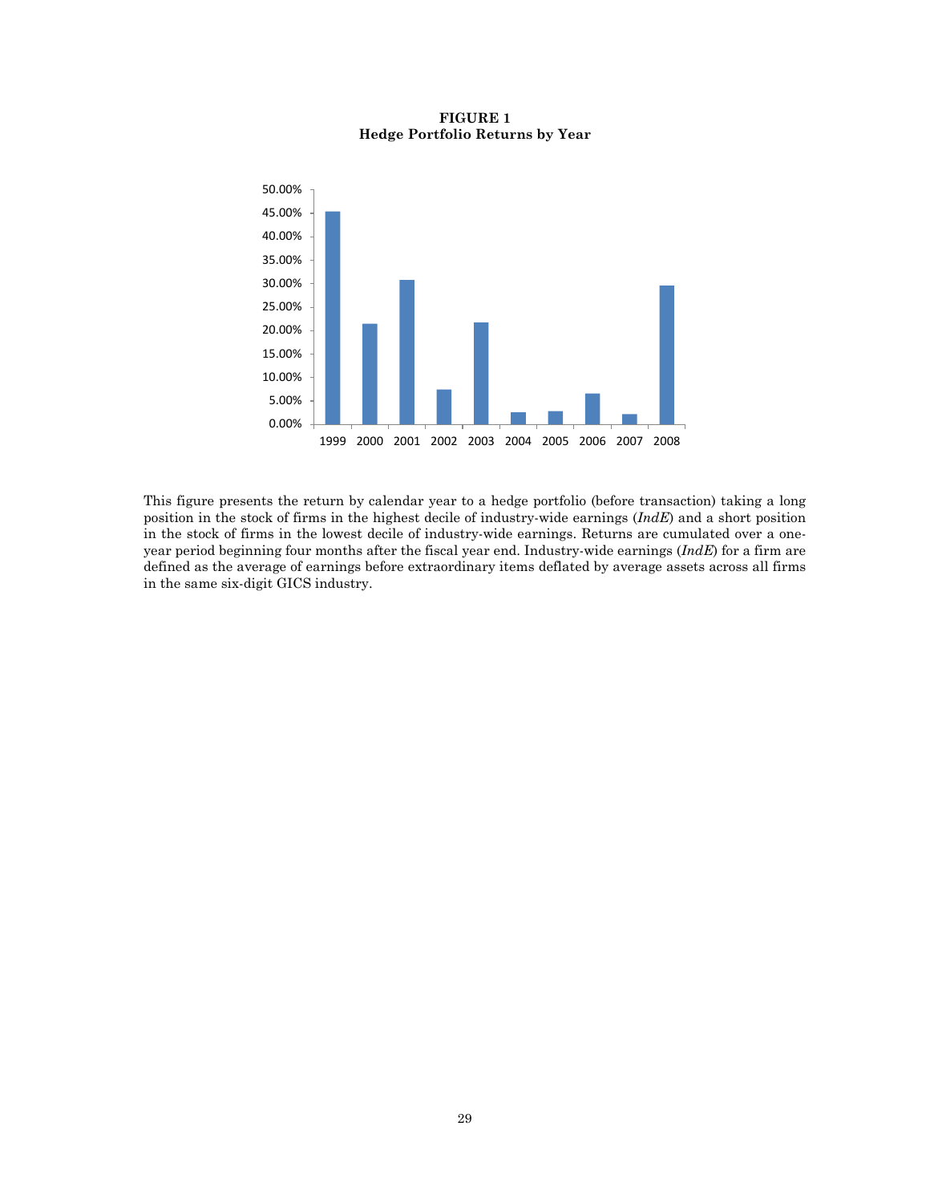**FIGURE 1**
**Hedge Portfolio Returns by Year**

This figure presents the return by calendar year to a hedge portfolio (before transaction) taking a long position in the stock of firms in the highest decile of industry-wide earnings (*IndE*) and a short position in the stock of firms in the lowest decile of industry-wide earnings. Returns are cumulated over a one-year period beginning four months after the fiscal year end. Industry-wide earnings (*IndE*) for a firm are defined as the average of earnings before extraordinary items deflated by average assets across all firms in the same six-digit GICS industry.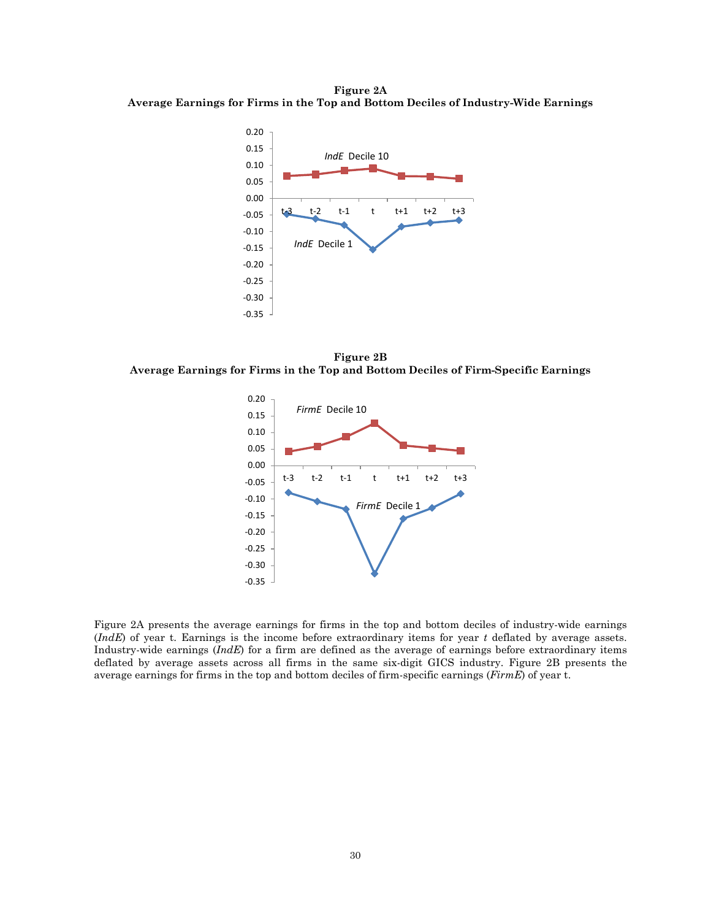**Figure 2A**
**Average Earnings for Firms in the Top and Bottom Deciles of Industry-Wide Earnings**

**Figure 2B**
**Average Earnings for Firms in the Top and Bottom Deciles of Firm-Specific Earnings**

Figure 2A presents the average earnings for firms in the top and bottom deciles of industry-wide earnings (*IndE*) of year t. Earnings is the income before extraordinary items for year *t* deflated by average assets. Industry-wide earnings (*IndE*) for a firm are defined as the average of earnings before extraordinary items deflated by average assets across all firms in the same six-digit GICS industry. Figure 2B presents the average earnings for firms in the top and bottom deciles of firm-specific earnings (*FirmE*) of year t.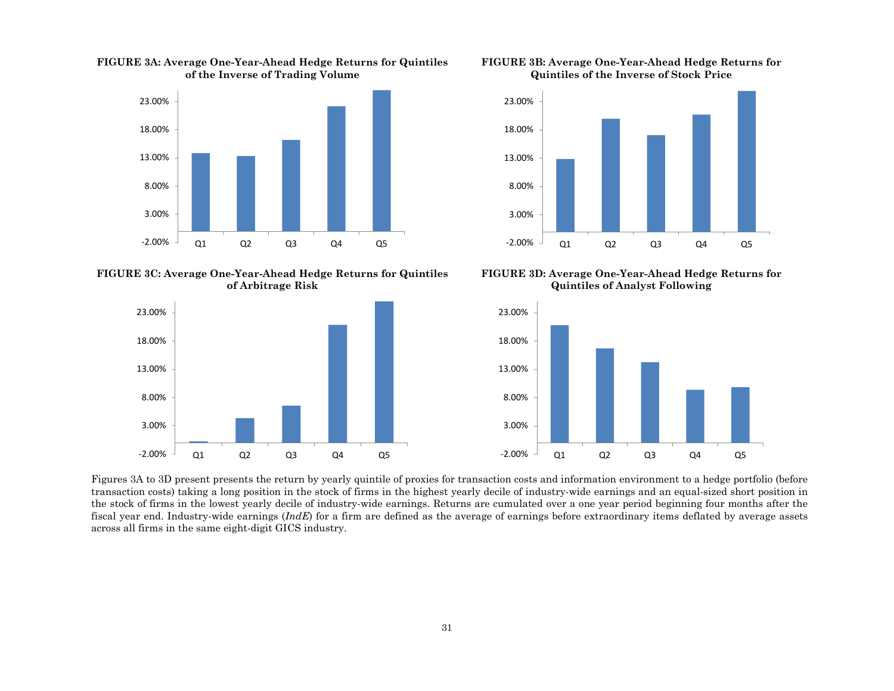**FIGURE 3A: Average One-Year-Ahead Hedge Returns for Quintiles of the Inverse of Trading Volume**

**FIGURE 3B: Average One-Year-Ahead Hedge Returns for Quintiles of the Inverse of Stock Price**

**FIGURE 3C: Average One-Year-Ahead Hedge Returns for Quintiles of Arbitrage Risk**

**FIGURE 3D: Average One-Year-Ahead Hedge Returns for Quintiles of Analyst Following**

Figures 3A to 3D present presents the return by yearly quintile of proxies for transaction costs and information environment to a hedge portfolio (before transaction costs) taking a long position in the stock of firms in the highest yearly decile of industry-wide earnings and an equal-sized short position in the stock of firms in the lowest yearly decile of industry-wide earnings. Returns are cumulated over a one year period beginning four months after the fiscal year end. Industry-wide earnings (*IndE*) for a firm are defined as the average of earnings before extraordinary items deflated by average assets across all firms in the same eight-digit GICS industry.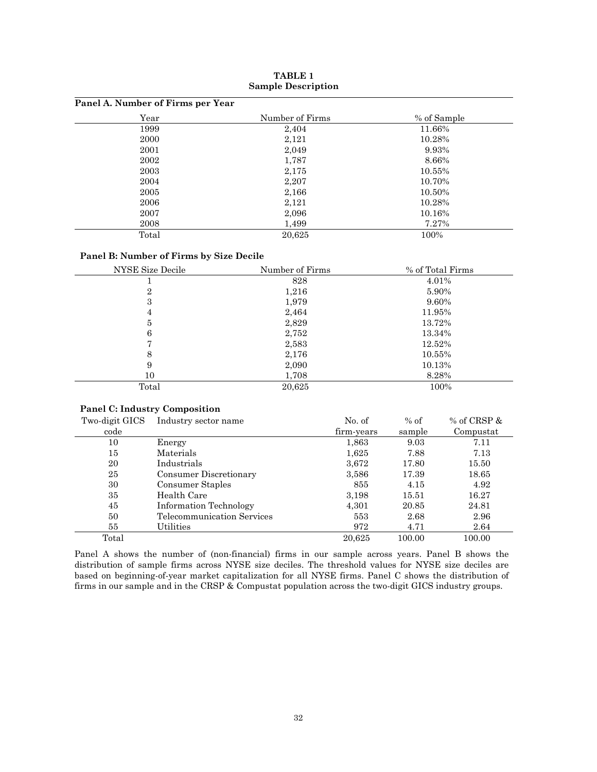**TABLE 1**
**Sample Description**

**Panel A. Number of Firms per Year**

| Year | Number of Firms | % of Sample |
|---|---|---|
| 1999 | 2,404 | 11.66% |
| 2000 | 2,121 | 10.28% |
| 2001 | 2,049 | 9.93% |
| 2002 | 1,787 | 8.66% |
| 2003 | 2,175 | 10.55% |
| 2004 | 2,207 | 10.70% |
| 2005 | 2,166 | 10.50% |
| 2006 | 2,121 | 10.28% |
| 2007 | 2,096 | 10.16% |
| 2008 | 1,499 | 7.27% |
| Total | 20,625 | 100% |

**Panel B: Number of Firms by Size Decile**

| NYSE Size Decile | Number of Firms | % of Total Firms |
|---|---|---|
| 1 | 828 | 4.01% |
| 2 | 1,216 | 5.90% |
| 3 | 1,979 | 9.60% |
| 4 | 2,464 | 11.95% |
| 5 | 2,829 | 13.72% |
| 6 | 2,752 | 13.34% |
| 7 | 2,583 | 12.52% |
| 8 | 2,176 | 10.55% |
| 9 | 2,090 | 10.13% |
| 10 | 1,708 | 8.28% |
| Total | 20,625 | 100% |

**Panel C: Industry Composition**

| Two-digit GICS code | Industry sector name | No. of firm-years | % of sample | % of CRSP & Compustat |
|---|---|---|---|---|
| 10 | Energy | 1,863 | 9.03 | 7.11 |
| 15 | Materials | 1,625 | 7.88 | 7.13 |
| 20 | Industrials | 3,672 | 17.80 | 15.50 |
| 25 | Consumer Discretionary | 3,586 | 17.39 | 18.65 |
| 30 | Consumer Staples | 855 | 4.15 | 4.92 |
| 35 | Health Care | 3,198 | 15.51 | 16.27 |
| 45 | Information Technology | 4,301 | 20.85 | 24.81 |
| 50 | Telecommunication Services | 553 | 2.68 | 2.96 |
| 55 | Utilities | 972 | 4.71 | 2.64 |
| Total | | 20,625 | 100.00 | 100.00 |

Panel A shows the number of (non-financial) firms in our sample across years. Panel B shows the distribution of sample firms across NYSE size deciles. The threshold values for NYSE size deciles are based on beginning-of-year market capitalization for all NYSE firms. Panel C shows the distribution of firms in our sample and in the CRSP & Compustat population across the two-digit GICS industry groups.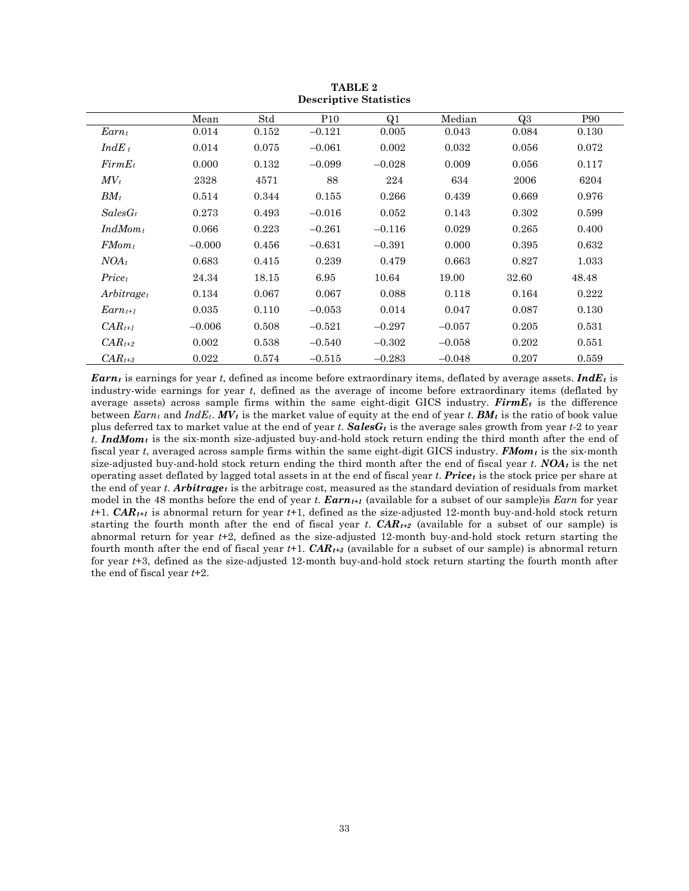**TABLE 2**
**Descriptive Statistics**

| | Mean | Std | P10 | Q1 | Median | Q3 | P90 |
|---|---|---|---|---|---|---|---|
| $Earn_t$ | 0.014 | 0.152 | –0.121 | 0.005 | 0.043 | 0.084 | 0.130 |
| $IndE_t$ | 0.014 | 0.075 | –0.061 | 0.002 | 0.032 | 0.056 | 0.072 |
| $FirmE_t$ | 0.000 | 0.132 | –0.099 | –0.028 | 0.009 | 0.056 | 0.117 |
| $MV_t$ | 2328 | 4571 | 88 | 224 | 634 | 2006 | 6204 |
| $BM_t$ | 0.514 | 0.344 | 0.155 | 0.266 | 0.439 | 0.669 | 0.976 |
| $SalesG_t$ | 0.273 | 0.493 | –0.016 | 0.052 | 0.143 | 0.302 | 0.599 |
| $IndMom_t$ | 0.066 | 0.223 | –0.261 | –0.116 | 0.029 | 0.265 | 0.400 |
| $FMom_t$ | –0.000 | 0.456 | –0.631 | –0.391 | 0.000 | 0.395 | 0.632 |
| $NOA_t$ | 0.683 | 0.415 | 0.239 | 0.479 | 0.663 | 0.827 | 1.033 |
| $Price_t$ | 24.34 | 18.15 | 6.95 | 10.64 | 19.00 | 32.60 | 48.48 |
| $Arbitrage_t$ | 0.134 | 0.067 | 0.067 | 0.088 | 0.118 | 0.164 | 0.222 |
| $Earn_{t+1}$ | 0.035 | 0.110 | –0.053 | 0.014 | 0.047 | 0.087 | 0.130 |
| $CAR_{t+1}$ | –0.006 | 0.508 | –0.521 | –0.297 | –0.057 | 0.205 | 0.531 |
| $CAR_{t+2}$ | 0.002 | 0.538 | –0.540 | –0.302 | –0.058 | 0.202 | 0.551 |
| $CAR_{t+3}$ | 0.022 | 0.574 | –0.515 | –0.283 | –0.048 | 0.207 | 0.559 |

***$Earn_t$*** is earnings for year *t*, defined as income before extraordinary items, deflated by average assets. ***$IndE_t$*** is industry-wide earnings for year *t*, defined as the average of income before extraordinary items (deflated by average assets) across sample firms within the same eight-digit GICS industry. ***$FirmE_t$*** is the difference between $Earn_t$ and $IndE_t$. ***$MV_t$*** is the market value of equity at the end of year *t*. ***$BM_t$*** is the ratio of book value plus deferred tax to market value at the end of year *t*. ***$SalesG_t$*** is the average sales growth from year *t*-2 to year *t*. ***$IndMom_t$*** is the six-month size-adjusted buy-and-hold stock return ending the third month after the end of fiscal year *t*, averaged across sample firms within the same eight-digit GICS industry. ***$FMom_t$*** is the six-month size-adjusted buy-and-hold stock return ending the third month after the end of fiscal year *t*. ***$NOA_t$*** is the net operating asset deflated by lagged total assets in at the end of fiscal year *t*. ***$Price_t$*** is the stock price per share at the end of year *t*. ***$Arbitrage_t$*** is the arbitrage cost, measured as the standard deviation of residuals from market model in the 48 months before the end of year *t*. ***$Earn_{t+1}$*** (available for a subset of our sample)is *Earn* for year *t*+1. ***$CAR_{t+1}$*** is abnormal return for year *t*+1, defined as the size-adjusted 12-month buy-and-hold stock return starting the fourth month after the end of fiscal year *t*. ***$CAR_{t+2}$*** (available for a subset of our sample) is abnormal return for year *t*+2, defined as the size-adjusted 12-month buy-and-hold stock return starting the fourth month after the end of fiscal year *t*+1. ***$CAR_{t+3}$*** (available for a subset of our sample) is abnormal return for year *t*+3, defined as the size-adjusted 12-month buy-and-hold stock return starting the fourth month after the end of fiscal year *t*+2.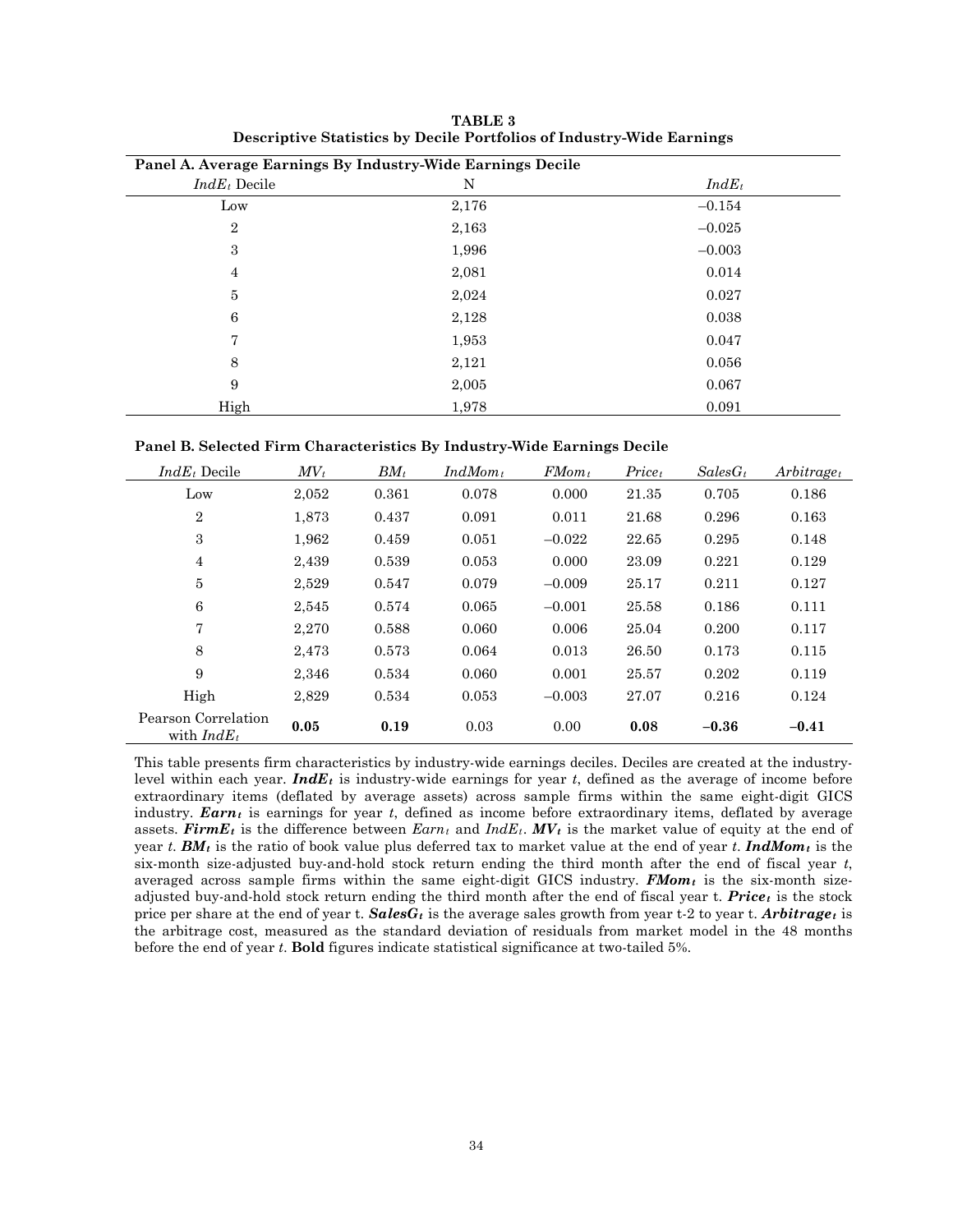**TABLE 3**
**Descriptive Statistics by Decile Portfolios of Industry-Wide Earnings**

**Panel A. Average Earnings By Industry-Wide Earnings Decile**

| $IndE_t$ Decile | N | $IndE_t$ |
|---|---|---|
| Low | 2,176 | −0.154 |
| 2 | 2,163 | −0.025 |
| 3 | 1,996 | −0.003 |
| 4 | 2,081 | 0.014 |
| 5 | 2,024 | 0.027 |
| 6 | 2,128 | 0.038 |
| 7 | 1,953 | 0.047 |
| 8 | 2,121 | 0.056 |
| 9 | 2,005 | 0.067 |
| High | 1,978 | 0.091 |

**Panel B. Selected Firm Characteristics By Industry-Wide Earnings Decile**

| $IndE_t$ Decile | $MV_t$ | $BM_t$ | $IndMom_t$ | $FMom_t$ | $Price_t$ | $SalesG_t$ | $Arbitrage_t$ |
|---|---|---|---|---|---|---|---|
| Low | 2,052 | 0.361 | 0.078 | 0.000 | 21.35 | 0.705 | 0.186 |
| 2 | 1,873 | 0.437 | 0.091 | 0.011 | 21.68 | 0.296 | 0.163 |
| 3 | 1,962 | 0.459 | 0.051 | −0.022 | 22.65 | 0.295 | 0.148 |
| 4 | 2,439 | 0.539 | 0.053 | 0.000 | 23.09 | 0.221 | 0.129 |
| 5 | 2,529 | 0.547 | 0.079 | −0.009 | 25.17 | 0.211 | 0.127 |
| 6 | 2,545 | 0.574 | 0.065 | −0.001 | 25.58 | 0.186 | 0.111 |
| 7 | 2,270 | 0.588 | 0.060 | 0.006 | 25.04 | 0.200 | 0.117 |
| 8 | 2,473 | 0.573 | 0.064 | 0.013 | 26.50 | 0.173 | 0.115 |
| 9 | 2,346 | 0.534 | 0.060 | 0.001 | 25.57 | 0.202 | 0.119 |
| High | 2,829 | 0.534 | 0.053 | −0.003 | 27.07 | 0.216 | 0.124 |
| Pearson Correlation with $IndE_t$ | **0.05** | **0.19** | 0.03 | 0.00 | **0.08** | **−0.36** | **−0.41** |

This table presents firm characteristics by industry-wide earnings deciles. Deciles are created at the industry-level within each year. ***IndE$_t$*** is industry-wide earnings for year *t*, defined as the average of income before extraordinary items (deflated by average assets) across sample firms within the same eight-digit GICS industry. ***Earn$_t$*** is earnings for year *t*, defined as income before extraordinary items, deflated by average assets. ***FirmE$_t$*** is the difference between $Earn_t$ and $IndE_t$. ***MV$_t$*** is the market value of equity at the end of year *t*. ***BM$_t$*** is the ratio of book value plus deferred tax to market value at the end of year *t*. ***IndMom$_t$*** is the six-month size-adjusted buy-and-hold stock return ending the third month after the end of fiscal year *t*, averaged across sample firms within the same eight-digit GICS industry. ***FMom$_t$*** is the six-month size-adjusted buy-and-hold stock return ending the third month after the end of fiscal year t. ***Price$_t$*** is the stock price per share at the end of year t. ***SalesG$_t$*** is the average sales growth from year t-2 to year t. ***Arbitrage$_t$*** is the arbitrage cost, measured as the standard deviation of residuals from market model in the 48 months before the end of year *t*. **Bold** figures indicate statistical significance at two-tailed 5%.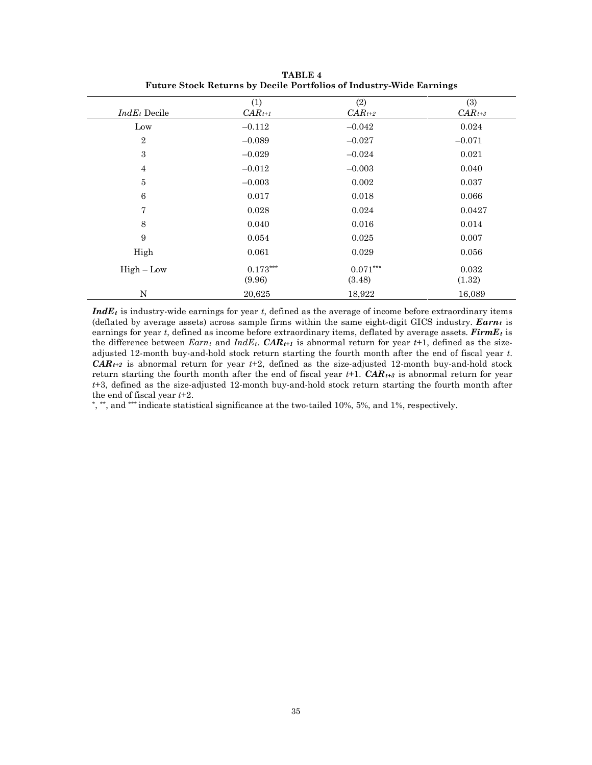**TABLE 4**
**Future Stock Returns by Decile Portfolios of Industry-Wide Earnings**

| $IndE_t$ Decile | (1) $CAR_{t+1}$ | (2) $CAR_{t+2}$ | (3) $CAR_{t+3}$ |
|---|---|---|---|
| Low | –0.112 | –0.042 | 0.024 |
| 2 | –0.089 | –0.027 | –0.071 |
| 3 | –0.029 | –0.024 | 0.021 |
| 4 | –0.012 | –0.003 | 0.040 |
| 5 | –0.003 | 0.002 | 0.037 |
| 6 | 0.017 | 0.018 | 0.066 |
| 7 | 0.028 | 0.024 | 0.0427 |
| 8 | 0.040 | 0.016 | 0.014 |
| 9 | 0.054 | 0.025 | 0.007 |
| High | 0.061 | 0.029 | 0.056 |
| High – Low | 0.173*** | 0.071*** | 0.032 |
| | (9.96) | (3.48) | (1.32) |
| N | 20,625 | 18,922 | 16,089 |

***$IndE_t$*** is industry-wide earnings for year $t$, defined as the average of income before extraordinary items (deflated by average assets) across sample firms within the same eight-digit GICS industry. ***$Earn_t$*** is earnings for year $t$, defined as income before extraordinary items, deflated by average assets. ***$FirmE_t$*** is the difference between $Earn_t$ and $IndE_t$. ***$CAR_{t+1}$*** is abnormal return for year $t$+1, defined as the size-adjusted 12-month buy-and-hold stock return starting the fourth month after the end of fiscal year $t$. ***$CAR_{t+2}$*** is abnormal return for year $t$+2, defined as the size-adjusted 12-month buy-and-hold stock return starting the fourth month after the end of fiscal year $t$+1. ***$CAR_{t+3}$*** is abnormal return for year $t$+3, defined as the size-adjusted 12-month buy-and-hold stock return starting the fourth month after the end of fiscal year $t$+2.

*, **, and *** indicate statistical significance at the two-tailed 10%, 5%, and 1%, respectively.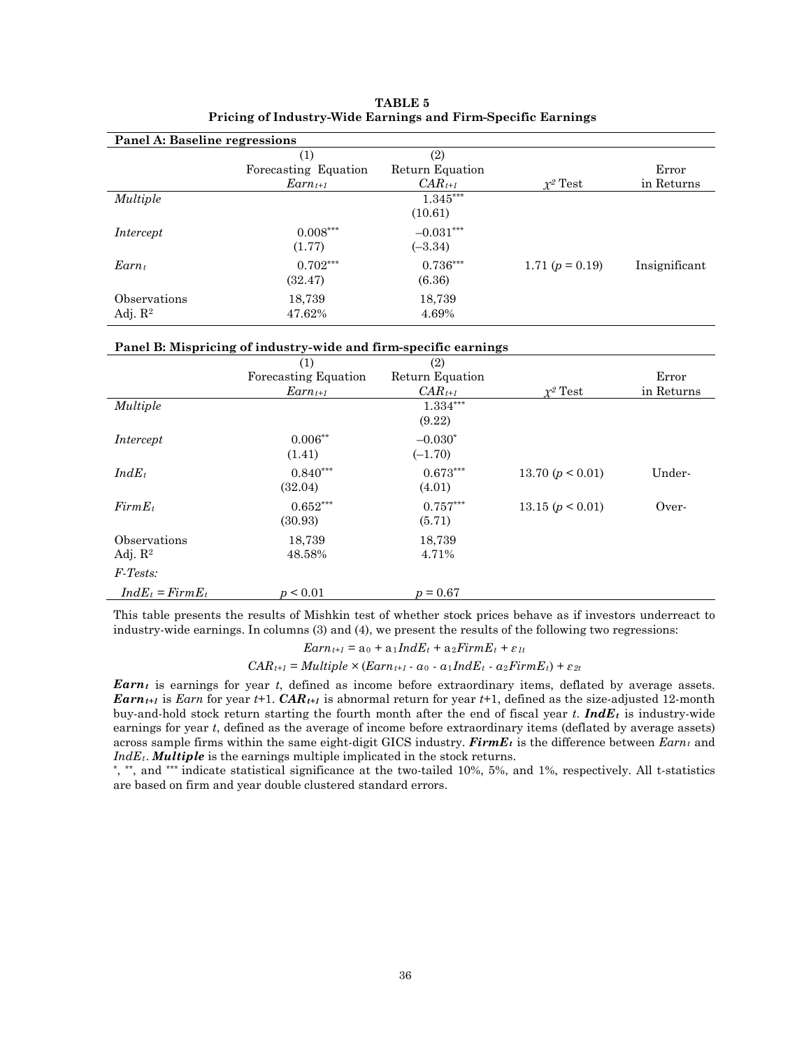**TABLE 5**
**Pricing of Industry-Wide Earnings and Firm-Specific Earnings**

**Panel A: Baseline regressions**

| | (1) Forecasting Equation $Earn_{t+1}$ | (2) Return Equation $CAR_{t+1}$ | $\chi^2$ Test | Error in Returns |
|---|---|---|---|---|
| *Multiple* | | 1.345*** | | |
| | | (10.61) | | |
| *Intercept* | 0.008*** | −0.031*** | | |
| | (1.77) | (−3.34) | | |
| $Earn_t$ | 0.702*** | 0.736*** | 1.71 ($p = 0.19$) | Insignificant |
| | (32.47) | (6.36) | | |
| Observations | 18,739 | 18,739 | | |
| Adj. $R^2$ | 47.62% | 4.69% | | |

**Panel B: Mispricing of industry-wide and firm-specific earnings**

| | (1) Forecasting Equation $Earn_{t+1}$ | (2) Return Equation $CAR_{t+1}$ | $\chi^2$ Test | Error in Returns |
|---|---|---|---|---|
| *Multiple* | | 1.334*** | | |
| | | (9.22) | | |
| *Intercept* | 0.006** | −0.030* | | |
| | (1.41) | (−1.70) | | |
| $IndE_t$ | 0.840*** | 0.673*** | 13.70 ($p < 0.01$) | Under- |
| | (32.04) | (4.01) | | |
| $FirmE_t$ | 0.652*** | 0.757*** | 13.15 ($p < 0.01$) | Over- |
| | (30.93) | (5.71) | | |
| Observations | 18,739 | 18,739 | | |
| Adj. $R^2$ | 48.58% | 4.71% | | |
| *F-Tests:* | | | | |
| $IndE_t = FirmE_t$ | $p < 0.01$ | $p = 0.67$ | | |

This table presents the results of Mishkin test of whether stock prices behave as if investors underreact to industry-wide earnings. In columns (3) and (4), we present the results of the following two regressions:

$$Earn_{t+1} = a_0 + a_1 IndE_t + a_2 FirmE_t + \varepsilon_{1t}$$

$$CAR_{t+1} = Multiple \times (Earn_{t+1} - \alpha_0 - \alpha_1 IndE_t - \alpha_2 FirmE_t) + \varepsilon_{2t}$$

***$Earn_t$*** is earnings for year $t$, defined as income before extraordinary items, deflated by average assets. ***$Earn_{t+1}$*** is *Earn* for year $t$+1. ***$CAR_{t+1}$*** is abnormal return for year $t$+1, defined as the size-adjusted 12-month buy-and-hold stock return starting the fourth month after the end of fiscal year $t$. ***$IndE_t$*** is industry-wide earnings for year $t$, defined as the average of income before extraordinary items (deflated by average assets) across sample firms within the same eight-digit GICS industry. ***$FirmE_t$*** is the difference between $Earn_t$ and $IndE_t$. ***Multiple*** is the earnings multiple implicated in the stock returns.

*, **, and *** indicate statistical significance at the two-tailed 10%, 5%, and 1%, respectively. All t-statistics are based on firm and year double clustered standard errors.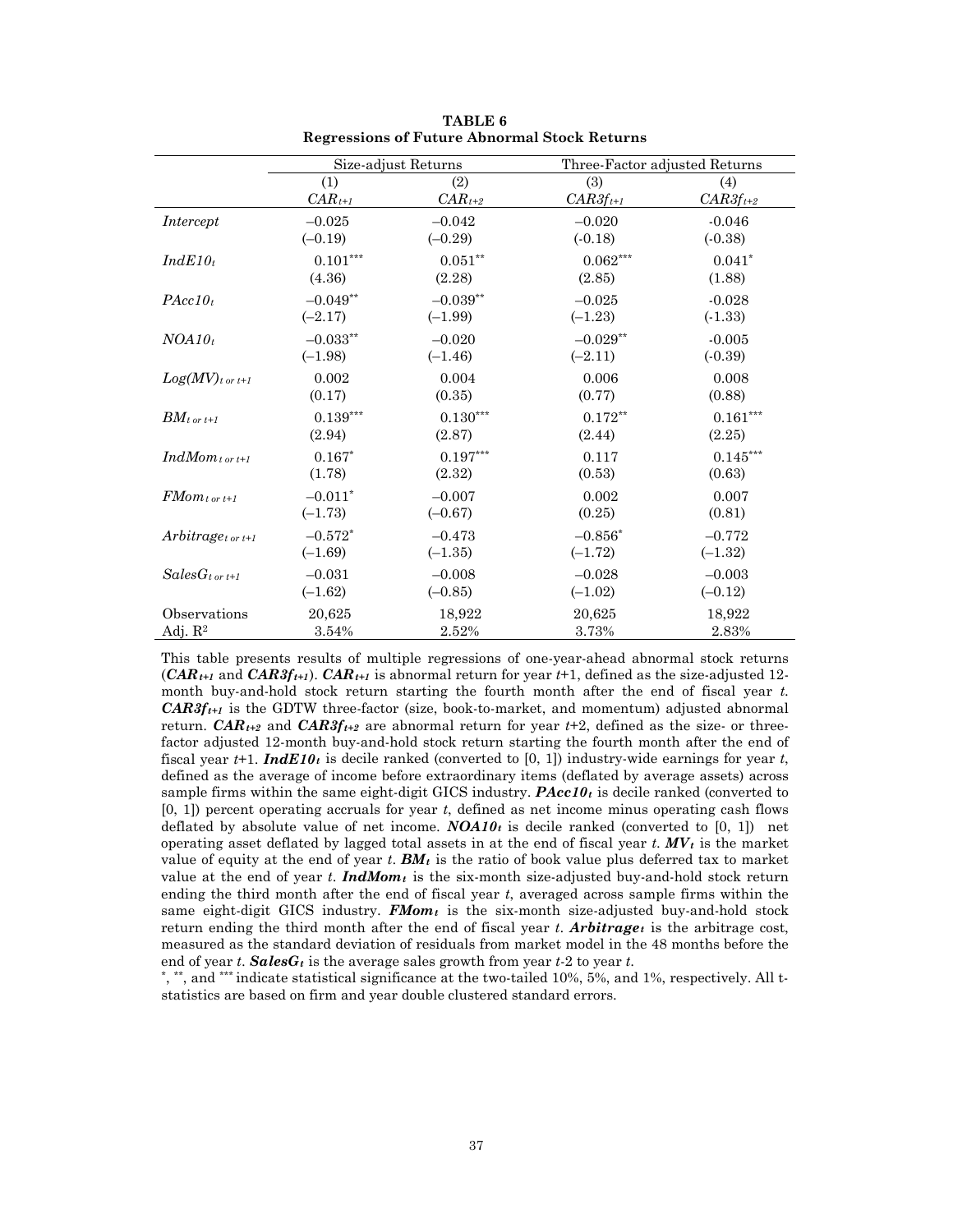**TABLE 6**
**Regressions of Future Abnormal Stock Returns**

| | Size-adjust Returns | | Three-Factor adjusted Returns | |
|---|---|---|---|---|
| | (1) | (2) | (3) | (4) |
| | $CAR_{t+1}$ | $CAR_{t+2}$ | $CAR3f_{t+1}$ | $CAR3f_{t+2}$ |
| *Intercept* | −0.025 | −0.042 | −0.020 | -0.046 |
| | (−0.19) | (−0.29) | (-0.18) | (-0.38) |
| $IndE10_t$ | 0.101*** | 0.051** | 0.062*** | 0.041* |
| | (4.36) | (2.28) | (2.85) | (1.88) |
| $PAcc10_t$ | −0.049** | −0.039** | −0.025 | -0.028 |
| | (−2.17) | (−1.99) | (−1.23) | (-1.33) |
| $NOA10_t$ | −0.033** | −0.020 | −0.029** | -0.005 |
| | (−1.98) | (−1.46) | (−2.11) | (-0.39) |
| $Log(MV)_{t\ or\ t+1}$ | 0.002 | 0.004 | 0.006 | 0.008 |
| | (0.17) | (0.35) | (0.77) | (0.88) |
| $BM_{t\ or\ t+1}$ | 0.139*** | 0.130*** | 0.172** | 0.161*** |
| | (2.94) | (2.87) | (2.44) | (2.25) |
| $IndMom_{t\ or\ t+1}$ | 0.167* | 0.197*** | 0.117 | 0.145*** |
| | (1.78) | (2.32) | (0.53) | (0.63) |
| $FMom_{t\ or\ t+1}$ | −0.011* | −0.007 | 0.002 | 0.007 |
| | (−1.73) | (−0.67) | (0.25) | (0.81) |
| $Arbitrage_{t\ or\ t+1}$ | −0.572* | −0.473 | −0.856* | −0.772 |
| | (−1.69) | (−1.35) | (−1.72) | (−1.32) |
| $SalesG_{t\ or\ t+1}$ | −0.031 | −0.008 | −0.028 | −0.003 |
| | (−1.62) | (−0.85) | (−1.02) | (−0.12) |
| Observations | 20,625 | 18,922 | 20,625 | 18,922 |
| Adj. $R^2$ | 3.54% | 2.52% | 3.73% | 2.83% |

This table presents results of multiple regressions of one-year-ahead abnormal stock returns (***$CAR_{t+1}$*** and ***$CAR3f_{t+1}$***). ***$CAR_{t+1}$*** is abnormal return for year $t$+1, defined as the size-adjusted 12-month buy-and-hold stock return starting the fourth month after the end of fiscal year $t$. ***$CAR3f_{t+1}$*** is the GDTW three-factor (size, book-to-market, and momentum) adjusted abnormal return. ***$CAR_{t+2}$*** and ***$CAR3f_{t+2}$*** are abnormal return for year $t$+2, defined as the size- or three-factor adjusted 12-month buy-and-hold stock return starting the fourth month after the end of fiscal year $t$+1. ***$IndE10_t$*** is decile ranked (converted to [0, 1]) industry-wide earnings for year $t$, defined as the average of income before extraordinary items (deflated by average assets) across sample firms within the same eight-digit GICS industry. ***$PAcc10_t$*** is decile ranked (converted to [0, 1]) percent operating accruals for year $t$, defined as net income minus operating cash flows deflated by absolute value of net income. ***$NOA10_t$*** is decile ranked (converted to [0, 1]) net operating asset deflated by lagged total assets in at the end of fiscal year $t$. ***$MV_t$*** is the market value of equity at the end of year $t$. ***$BM_t$*** is the ratio of book value plus deferred tax to market value at the end of year $t$. ***$IndMom_t$*** is the six-month size-adjusted buy-and-hold stock return ending the third month after the end of fiscal year $t$, averaged across sample firms within the same eight-digit GICS industry. ***$FMom_t$*** is the six-month size-adjusted buy-and-hold stock return ending the third month after the end of fiscal year $t$. ***$Arbitrage_t$*** is the arbitrage cost, measured as the standard deviation of residuals from market model in the 48 months before the end of year $t$. ***$SalesG_t$*** is the average sales growth from year $t$-2 to year $t$.

*, **, and *** indicate statistical significance at the two-tailed 10%, 5%, and 1%, respectively. All t-statistics are based on firm and year double clustered standard errors.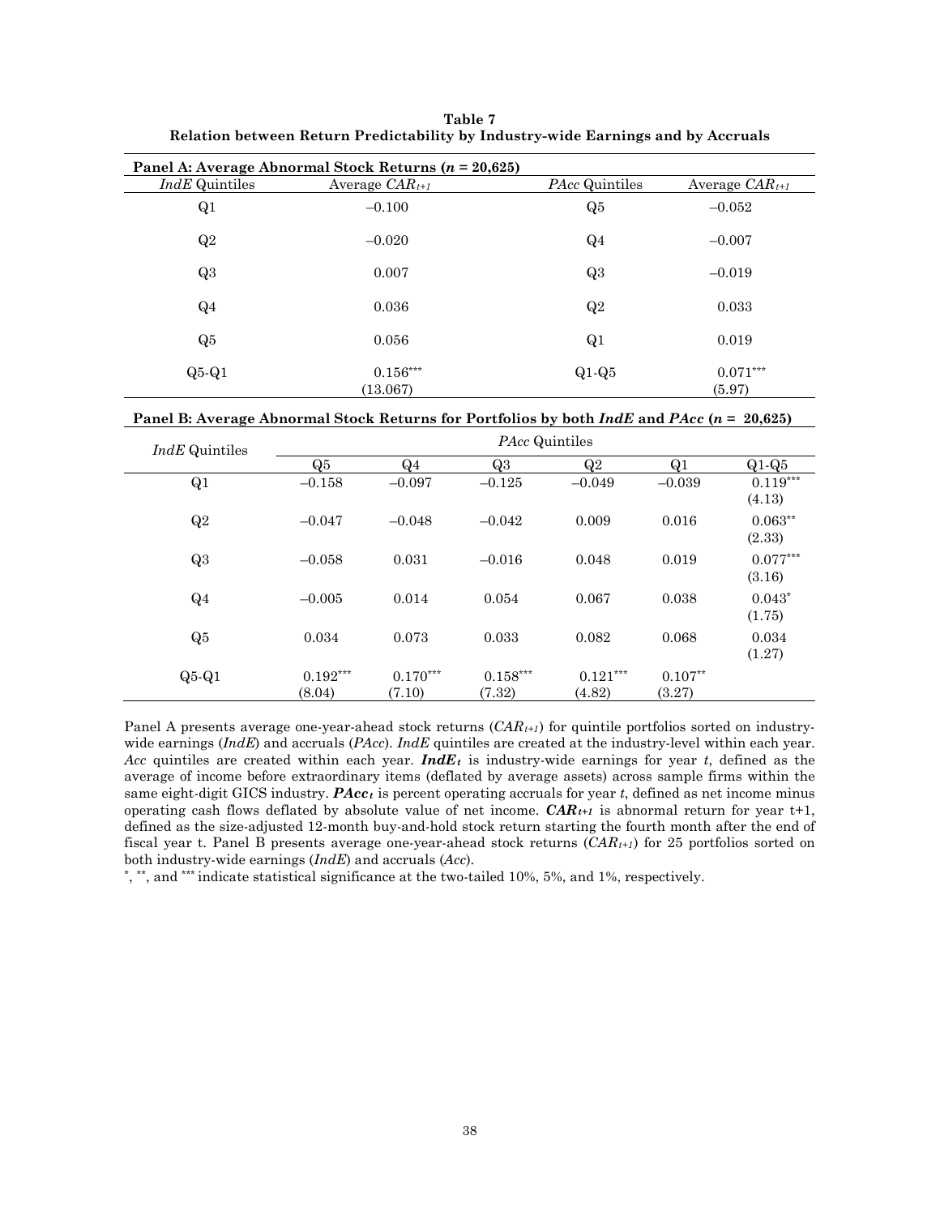**Table 7**
**Relation between Return Predictability by Industry-wide Earnings and by Accruals**

**Panel A: Average Abnormal Stock Returns ($n$ = 20,625)**

| *IndE* Quintiles | Average $CAR_{t+1}$ | *PAcc* Quintiles | Average $CAR_{t+1}$ |
|---|---|---|---|
| Q1 | –0.100 | Q5 | –0.052 |
| Q2 | –0.020 | Q4 | –0.007 |
| Q3 | 0.007 | Q3 | –0.019 |
| Q4 | 0.036 | Q2 | 0.033 |
| Q5 | 0.056 | Q1 | 0.019 |
| Q5-Q1 | 0.156*** (13.067) | Q1-Q5 | 0.071*** (5.97) |

**Panel B: Average Abnormal Stock Returns for Portfolios by both *IndE* and *PAcc* ($n$ = 20,625)**

| *IndE* Quintiles | *PAcc* Quintiles | | | | | |
|---|---|---|---|---|---|---|
| | Q5 | Q4 | Q3 | Q2 | Q1 | Q1-Q5 |
| Q1 | –0.158 | –0.097 | –0.125 | –0.049 | –0.039 | 0.119*** (4.13) |
| Q2 | –0.047 | –0.048 | –0.042 | 0.009 | 0.016 | 0.063** (2.33) |
| Q3 | –0.058 | 0.031 | –0.016 | 0.048 | 0.019 | 0.077*** (3.16) |
| Q4 | –0.005 | 0.014 | 0.054 | 0.067 | 0.038 | 0.043* (1.75) |
| Q5 | 0.034 | 0.073 | 0.033 | 0.082 | 0.068 | 0.034 (1.27) |
| Q5-Q1 | 0.192*** (8.04) | 0.170*** (7.10) | 0.158*** (7.32) | 0.121*** (4.82) | 0.107** (3.27) | |

Panel A presents average one-year-ahead stock returns ($CAR_{t+1}$) for quintile portfolios sorted on industry-wide earnings (*IndE*) and accruals (*PAcc*). *IndE* quintiles are created at the industry-level within each year. *Acc* quintiles are created within each year. ***IndE***$_{t}$ is industry-wide earnings for year $t$, defined as the average of income before extraordinary items (deflated by average assets) across sample firms within the same eight-digit GICS industry. ***PAcc***$_{t}$ is percent operating accruals for year $t$, defined as net income minus operating cash flows deflated by absolute value of net income. ***CAR***$_{t+1}$ is abnormal return for year t+1, defined as the size-adjusted 12-month buy-and-hold stock return starting the fourth month after the end of fiscal year t. Panel B presents average one-year-ahead stock returns ($CAR_{t+1}$) for 25 portfolios sorted on both industry-wide earnings (*IndE*) and accruals (*Acc*).

*, **, and *** indicate statistical significance at the two-tailed 10%, 5%, and 1%, respectively.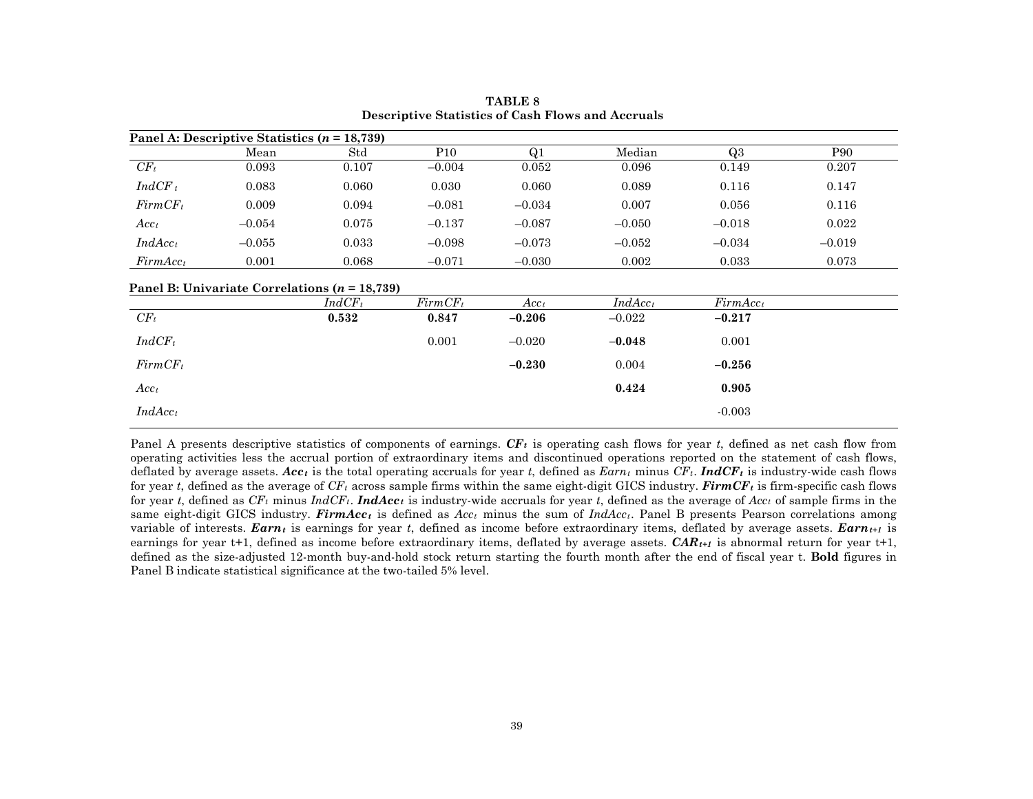**TABLE 8**
**Descriptive Statistics of Cash Flows and Accruals**

**Panel A: Descriptive Statistics ($n$ = 18,739)**

| | Mean | Std | P10 | Q1 | Median | Q3 | P90 |
|---|---|---|---|---|---|---|---|
| $CF_t$ | 0.093 | 0.107 | –0.004 | 0.052 | 0.096 | 0.149 | 0.207 |
| $IndCF_t$ | 0.083 | 0.060 | 0.030 | 0.060 | 0.089 | 0.116 | 0.147 |
| $FirmCF_t$ | 0.009 | 0.094 | –0.081 | –0.034 | 0.007 | 0.056 | 0.116 |
| $Acc_t$ | –0.054 | 0.075 | –0.137 | –0.087 | –0.050 | –0.018 | 0.022 |
| $IndAcc_t$ | –0.055 | 0.033 | –0.098 | –0.073 | –0.052 | –0.034 | –0.019 |
| $FirmAcc_t$ | 0.001 | 0.068 | –0.071 | –0.030 | 0.002 | 0.033 | 0.073 |

**Panel B: Univariate Correlations ($n$ = 18,739)**

| | $IndCF_t$ | $FirmCF_t$ | $Acc_t$ | $IndAcc_t$ | $FirmAcc_t$ |
|---|---|---|---|---|---|
| $CF_t$ | **0.532** | **0.847** | **–0.206** | –0.022 | **–0.217** |
| $IndCF_t$ | | 0.001 | –0.020 | **–0.048** | 0.001 |
| $FirmCF_t$ | | | **–0.230** | 0.004 | **–0.256** |
| $Acc_t$ | | | | **0.424** | **0.905** |
| $IndAcc_t$ | | | | | -0.003 |

Panel A presents descriptive statistics of components of earnings. $\boldsymbol{CF_t}$ is operating cash flows for year $t$, defined as net cash flow from operating activities less the accrual portion of extraordinary items and discontinued operations reported on the statement of cash flows, deflated by average assets. $\boldsymbol{Acc_t}$ is the total operating accruals for year $t$, defined as $Earn_t$ minus $CF_t$. $\boldsymbol{IndCF_t}$ is industry-wide cash flows for year $t$, defined as the average of $CF_t$ across sample firms within the same eight-digit GICS industry. $\boldsymbol{FirmCF_t}$ is firm-specific cash flows for year $t$, defined as $CF_t$ minus $IndCF_t$. $\boldsymbol{IndAcc_t}$ is industry-wide accruals for year $t$, defined as the average of $Acc_t$ of sample firms in the same eight-digit GICS industry. $\boldsymbol{FirmAcc_t}$ is defined as $Acc_t$ minus the sum of $IndAcc_t$. Panel B presents Pearson correlations among variable of interests. $\boldsymbol{Earn_t}$ is earnings for year $t$, defined as income before extraordinary items, deflated by average assets. $\boldsymbol{Earn_{t+1}}$ is earnings for year t+1, defined as income before extraordinary items, deflated by average assets. $\boldsymbol{CAR_{t+1}}$ is abnormal return for year t+1, defined as the size-adjusted 12-month buy-and-hold stock return starting the fourth month after the end of fiscal year t. **Bold** figures in Panel B indicate statistical significance at the two-tailed 5% level.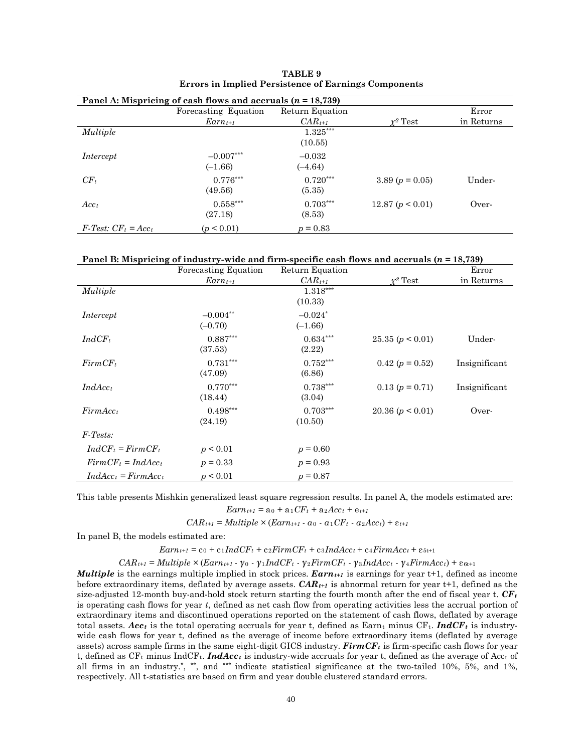**TABLE 9**
**Errors in Implied Persistence of Earnings Components**

**Panel A: Mispricing of cash flows and accruals ($n$ = 18,739)**

| | Forecasting Equation $Earn_{t+1}$ | Return Equation $CAR_{t+1}$ | $\chi^2$ Test | Error in Returns |
|---|---|---|---|---|
| *Multiple* | | 1.325*** (10.55) | | |
| *Intercept* | −0.007*** (−1.66) | −0.032 (−4.64) | | |
| $CF_t$ | 0.776*** (49.56) | 0.720*** (5.35) | 3.89 ($p$ = 0.05) | Under- |
| $Acc_t$ | 0.558*** (27.18) | 0.703*** (8.53) | 12.87 ($p$ < 0.01) | Over- |
| *F-Test:* $CF_t = Acc_t$ | ($p$ < 0.01) | $p$ = 0.83 | | |

**Panel B: Mispricing of industry-wide and firm-specific cash flows and accruals ($n$ = 18,739)**

| | Forecasting Equation $Earn_{t+1}$ | Return Equation $CAR_{t+1}$ | $\chi^2$ Test | Error in Returns |
|---|---|---|---|---|
| *Multiple* | | 1.318*** (10.33) | | |
| *Intercept* | −0.004** (−0.70) | −0.024* (−1.66) | | |
| $IndCF_t$ | 0.887*** (37.53) | 0.634*** (2.22) | 25.35 ($p$ < 0.01) | Under- |
| $FirmCF_t$ | 0.731*** (47.09) | 0.752*** (6.86) | 0.42 ($p$ = 0.52) | Insignificant |
| $IndAcc_t$ | 0.770*** (18.44) | 0.738*** (3.04) | 0.13 ($p$ = 0.71) | Insignificant |
| $FirmAcc_t$ | 0.498*** (24.19) | 0.703*** (10.50) | 20.36 ($p$ < 0.01) | Over- |
| *F-Tests:* | | | | |
| $IndCF_t = FirmCF_t$ | $p$ < 0.01 | $p$ = 0.60 | | |
| $FirmCF_t = IndAcc_t$ | $p$ = 0.33 | $p$ = 0.93 | | |
| $IndAcc_t = FirmAcc_t$ | $p$ < 0.01 | $p$ = 0.87 | | |

This table presents Mishkin generalized least square regression results. In panel A, the models estimated are:

$$Earn_{t+1} = a_0 + a_1 CF_t + a_2 Acc_t + e_{t+1}$$

$$CAR_{t+1} = Multiple \times (Earn_{t+1} - \alpha_0 - \alpha_1 CF_t - \alpha_2 Acc_t) + \varepsilon_{t+1}$$

In panel B, the models estimated are:

$$Earn_{t+1} = c_0 + c_1 IndCF_t + c_2 FirmCF_t + c_3 IndAcc_t + c_4 FirmAcc_t + \varepsilon_{5t+1}$$

$$CAR_{t+1} = Multiple \times (Earn_{t+1} - \gamma_0 - \gamma_1 IndCF_t - \gamma_2 FirmCF_t - \gamma_3 IndAcc_t - \gamma_4 FirmAcc_t) + \varepsilon_{6t+1}$$

***Multiple*** is the earnings multiple implied in stock prices. $\boldsymbol{Earn_{t+1}}$ is earnings for year t+1, defined as income before extraordinary items, deflated by average assets. $\boldsymbol{CAR_{t+1}}$ is abnormal return for year t+1, defined as the size-adjusted 12-month buy-and-hold stock return starting the fourth month after the end of fiscal year t. $\boldsymbol{CF_t}$ is operating cash flows for year *t*, defined as net cash flow from operating activities less the accrual portion of extraordinary items and discontinued operations reported on the statement of cash flows, deflated by average total assets. $\boldsymbol{Acc_t}$ is the total operating accruals for year t, defined as $Earn_t$ minus $CF_t$. $\boldsymbol{IndCF_t}$ is industry-wide cash flows for year t, defined as the average of income before extraordinary items (deflated by average assets) across sample firms in the same eight-digit GICS industry. $\boldsymbol{FirmCF_t}$ is firm-specific cash flows for year t, defined as $CF_t$ minus $IndCF_t$. $\boldsymbol{IndAcc_t}$ is industry-wide accruals for year t, defined as the average of $Acc_t$ of all firms in an industry. *, **, and *** indicate statistical significance at the two-tailed 10%, 5%, and 1%, respectively. All t-statistics are based on firm and year double clustered standard errors.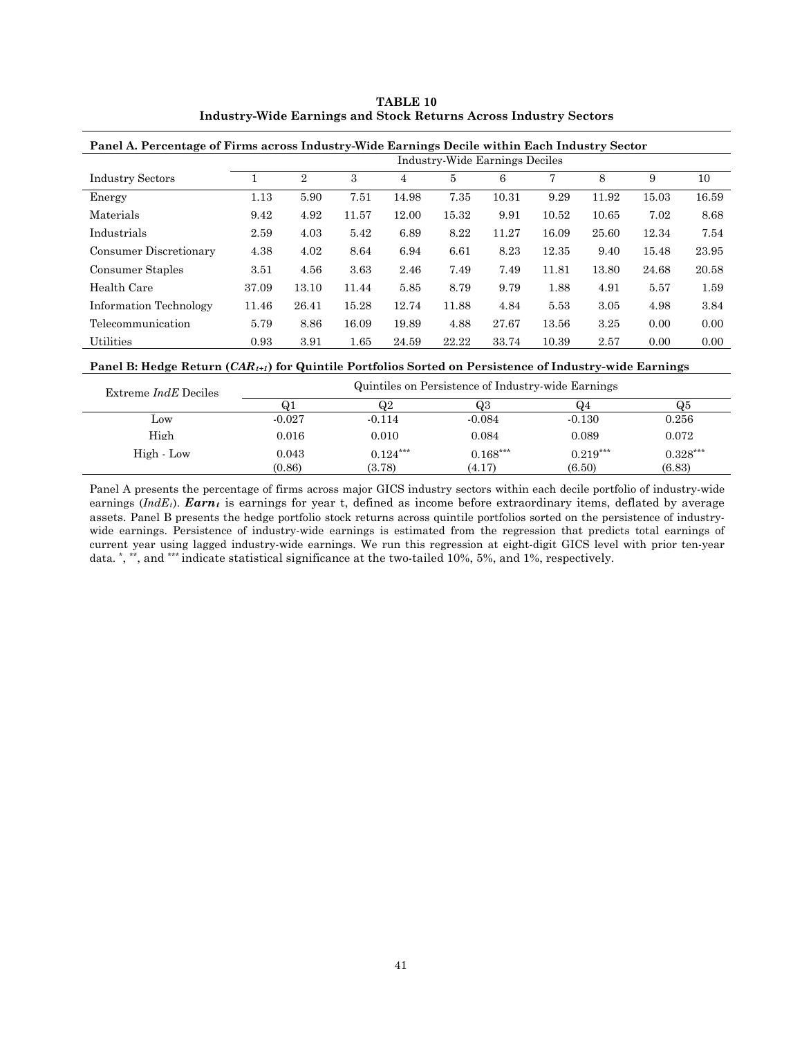**TABLE 10**
**Industry-Wide Earnings and Stock Returns Across Industry Sectors**

**Panel A. Percentage of Firms across Industry-Wide Earnings Decile within Each Industry Sector**

| | Industry-Wide Earnings Deciles | | | | | | | | | |
|---|---|---|---|---|---|---|---|---|---|---|
| Industry Sectors | 1 | 2 | 3 | 4 | 5 | 6 | 7 | 8 | 9 | 10 |
| Energy | 1.13 | 5.90 | 7.51 | 14.98 | 7.35 | 10.31 | 9.29 | 11.92 | 15.03 | 16.59 |
| Materials | 9.42 | 4.92 | 11.57 | 12.00 | 15.32 | 9.91 | 10.52 | 10.65 | 7.02 | 8.68 |
| Industrials | 2.59 | 4.03 | 5.42 | 6.89 | 8.22 | 11.27 | 16.09 | 25.60 | 12.34 | 7.54 |
| Consumer Discretionary | 4.38 | 4.02 | 8.64 | 6.94 | 6.61 | 8.23 | 12.35 | 9.40 | 15.48 | 23.95 |
| Consumer Staples | 3.51 | 4.56 | 3.63 | 2.46 | 7.49 | 7.49 | 11.81 | 13.80 | 24.68 | 20.58 |
| Health Care | 37.09 | 13.10 | 11.44 | 5.85 | 8.79 | 9.79 | 1.88 | 4.91 | 5.57 | 1.59 |
| Information Technology | 11.46 | 26.41 | 15.28 | 12.74 | 11.88 | 4.84 | 5.53 | 3.05 | 4.98 | 3.84 |
| Telecommunication | 5.79 | 8.86 | 16.09 | 19.89 | 4.88 | 27.67 | 13.56 | 3.25 | 0.00 | 0.00 |
| Utilities | 0.93 | 3.91 | 1.65 | 24.59 | 22.22 | 33.74 | 10.39 | 2.57 | 0.00 | 0.00 |

**Panel B: Hedge Return ($CAR_{t+1}$) for Quintile Portfolios Sorted on Persistence of Industry-wide Earnings**

| Extreme *IndE* Deciles | Quintiles on Persistence of Industry-wide Earnings | | | | |
|---|---|---|---|---|---|
| | Q1 | Q2 | Q3 | Q4 | Q5 |
| Low | -0.027 | -0.114 | -0.084 | -0.130 | 0.256 |
| High | 0.016 | 0.010 | 0.084 | 0.089 | 0.072 |
| High - Low | 0.043 | 0.124*** | 0.168*** | 0.219*** | 0.328*** |
| | (0.86) | (3.78) | (4.17) | (6.50) | (6.83) |

Panel A presents the percentage of firms across major GICS industry sectors within each decile portfolio of industry-wide earnings ($IndE_t$). ***$Earn_t$*** is earnings for year t, defined as income before extraordinary items, deflated by average assets. Panel B presents the hedge portfolio stock returns across quintile portfolios sorted on the persistence of industry-wide earnings. Persistence of industry-wide earnings is estimated from the regression that predicts total earnings of current year using lagged industry-wide earnings. We run this regression at eight-digit GICS level with prior ten-year data. *, **, and *** indicate statistical significance at the two-tailed 10%, 5%, and 1%, respectively.